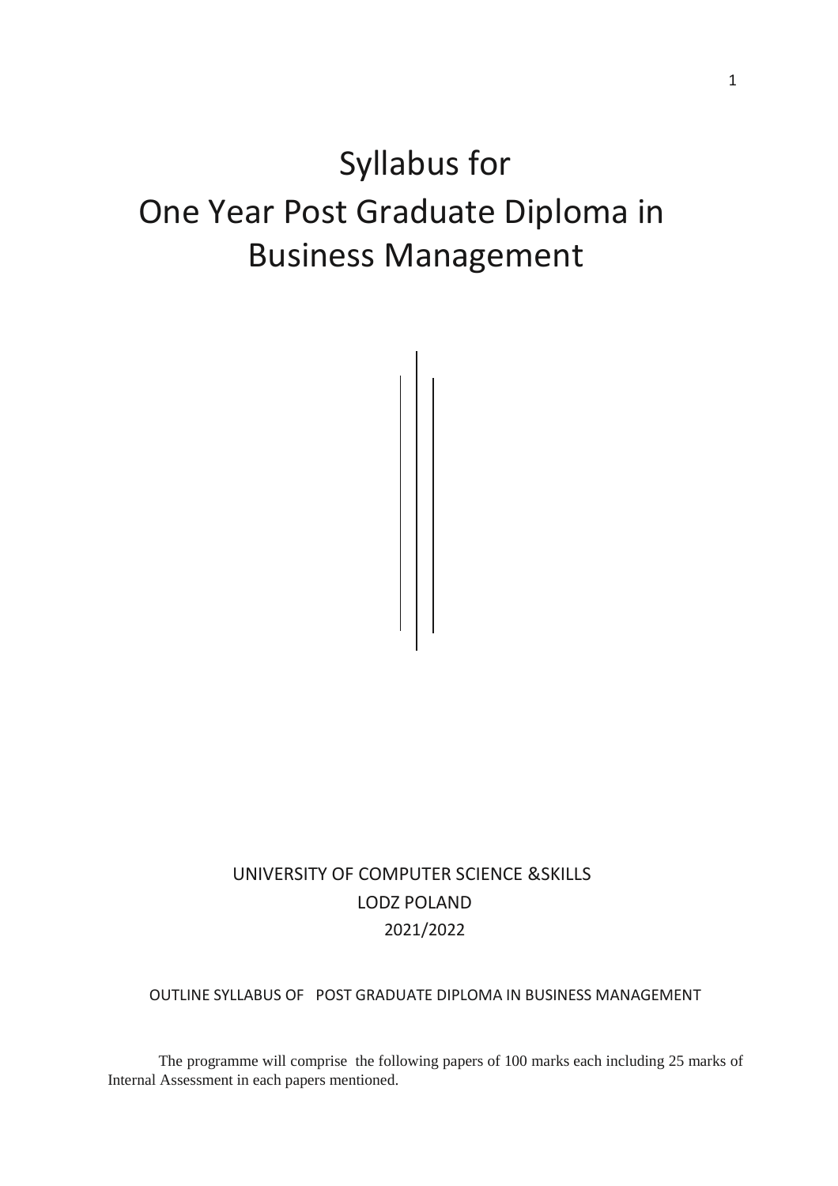# Syllabus for
# One Year Post Graduate Diploma in Business Management

UNIVERSITY OF COMPUTER SCIENCE &SKILLS

LODZ POLAND

2021/2022

OUTLINE SYLLABUS OF POST GRADUATE DIPLOMA IN BUSINESS MANAGEMENT

The programme will comprise the following papers of 100 marks each including 25 marks of Internal Assessment in each papers mentioned.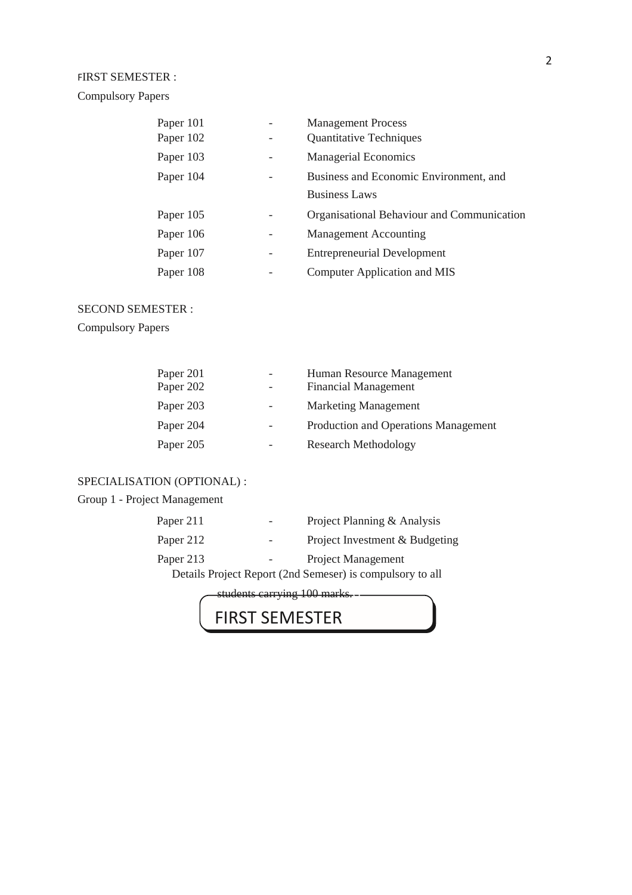FIRST SEMESTER :

Compulsory Papers

| | | |
|---|---|---|
| Paper 101 | - | Management Process |
| Paper 102 | - | Quantitative Techniques |
| Paper 103 | - | Managerial Economics |
| Paper 104 | - | Business and Economic Environment, and Business Laws |
| Paper 105 | - | Organisational Behaviour and Communication |
| Paper 106 | - | Management Accounting |
| Paper 107 | - | Entrepreneurial Development |
| Paper 108 | - | Computer Application and MIS |

SECOND SEMESTER :

Compulsory Papers

| | | |
|---|---|---|
| Paper 201 | - | Human Resource Management |
| Paper 202 | - | Financial Management |
| Paper 203 | - | Marketing Management |
| Paper 204 | - | Production and Operations Management |
| Paper 205 | - | Research Methodology |

SPECIALISATION (OPTIONAL) :

Group 1 - Project Management

| | | |
|---|---|---|
| Paper 211 | - | Project Planning & Analysis |
| Paper 212 | - | Project Investment & Budgeting |
| Paper 213 | - | Project Management |

Details Project Report (2nd Semeser) is compulsory to all students carrying 100 marks.

FIRST SEMESTER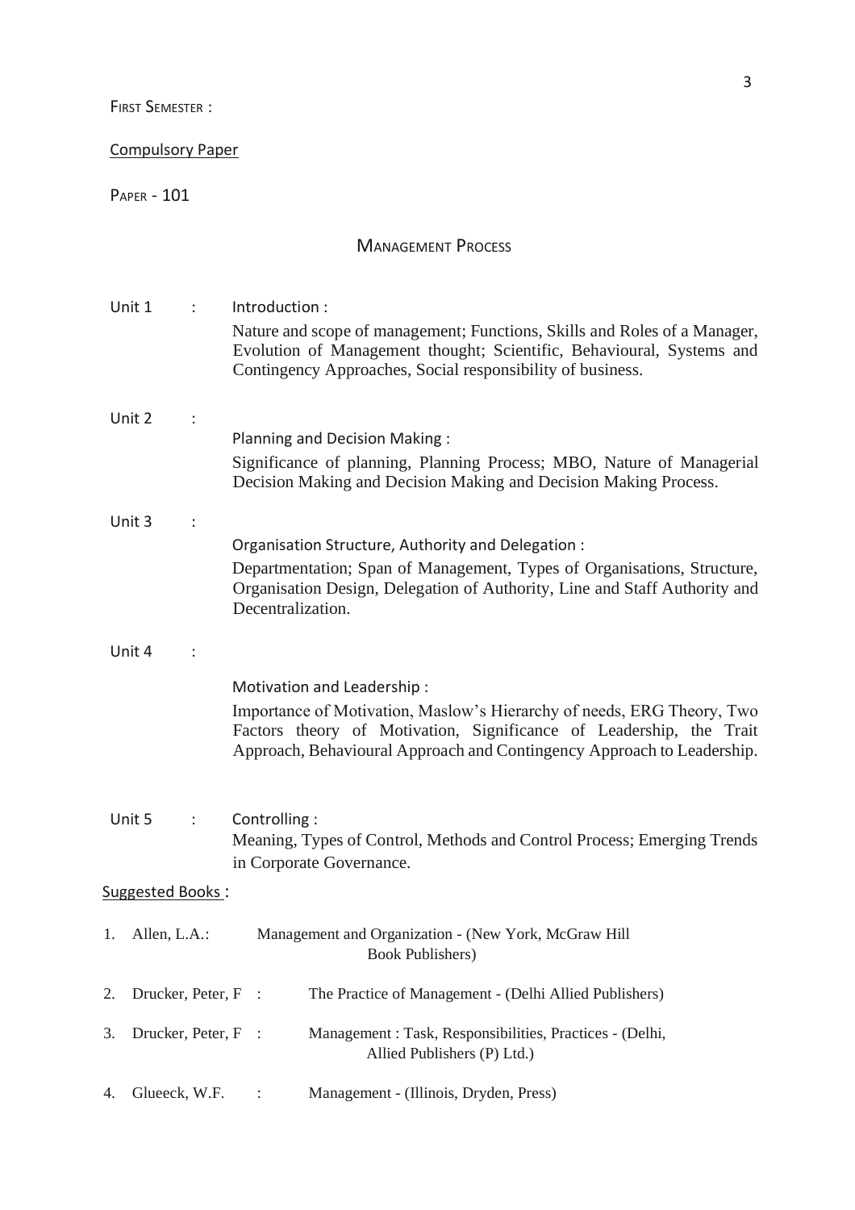FIRST SEMESTER :

Compulsory Paper

PAPER - 101

## MANAGEMENT PROCESS

**Unit 1 : Introduction :**

Nature and scope of management; Functions, Skills and Roles of a Manager, Evolution of Management thought; Scientific, Behavioural, Systems and Contingency Approaches, Social responsibility of business.

**Unit 2 : Planning and Decision Making :**

Significance of planning, Planning Process; MBO, Nature of Managerial Decision Making and Decision Making and Decision Making Process.

**Unit 3 : Organisation Structure, Authority and Delegation :**

Departmentation; Span of Management, Types of Organisations, Structure, Organisation Design, Delegation of Authority, Line and Staff Authority and Decentralization.

**Unit 4 : Motivation and Leadership :**

Importance of Motivation, Maslow's Hierarchy of needs, ERG Theory, Two Factors theory of Motivation, Significance of Leadership, the Trait Approach, Behavioural Approach and Contingency Approach to Leadership.

**Unit 5 : Controlling :**

Meaning, Types of Control, Methods and Control Process; Emerging Trends in Corporate Governance.

Suggested Books :

1. Allen, L.A.: Management and Organization - (New York, McGraw Hill Book Publishers)
2. Drucker, Peter, F : The Practice of Management - (Delhi Allied Publishers)
3. Drucker, Peter, F : Management : Task, Responsibilities, Practices - (Delhi, Allied Publishers (P) Ltd.)
4. Glueeck, W.F. : Management - (Illinois, Dryden, Press)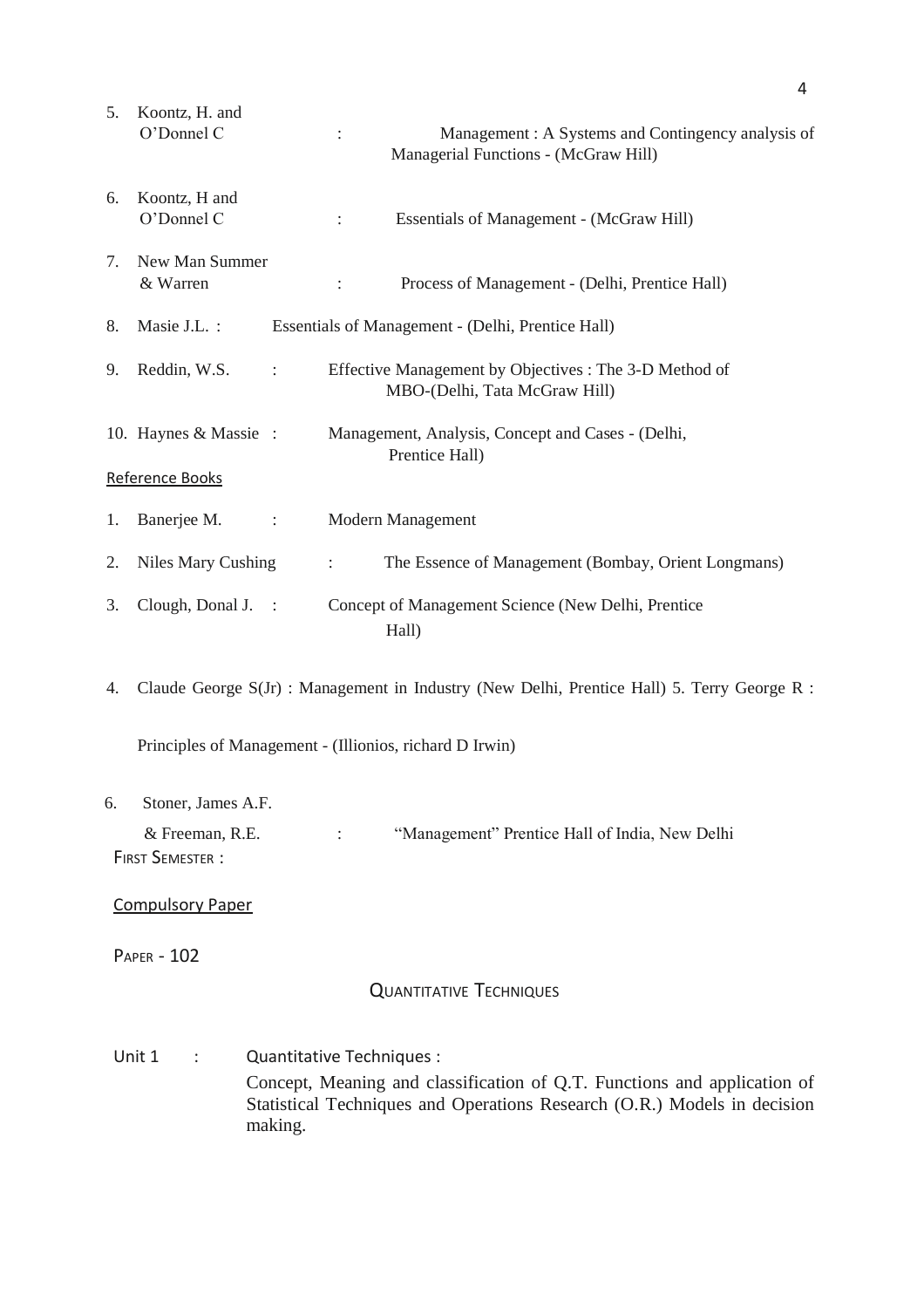5. Koontz, H. and O'Donnel C : Management : A Systems and Contingency analysis of Managerial Functions - (McGraw Hill)

6. Koontz, H and O'Donnel C : Essentials of Management - (McGraw Hill)

7. New Man Summer & Warren : Process of Management - (Delhi, Prentice Hall)

8. Masie J.L. : Essentials of Management - (Delhi, Prentice Hall)

9. Reddin, W.S. : Effective Management by Objectives : The 3-D Method of MBO-(Delhi, Tata McGraw Hill)

10. Haynes & Massie : Management, Analysis, Concept and Cases - (Delhi, Prentice Hall)

Reference Books

1. Banerjee M. : Modern Management

2. Niles Mary Cushing : The Essence of Management (Bombay, Orient Longmans)

3. Clough, Donal J. : Concept of Management Science (New Delhi, Prentice Hall)

4. Claude George S(Jr) : Management in Industry (New Delhi, Prentice Hall) 5. Terry George R : Principles of Management - (Illionios, richard D Irwin)

6. Stoner, James A.F. & Freeman, R.E. : "Management" Prentice Hall of India, New Delhi

FIRST SEMESTER :

Compulsory Paper

PAPER - 102

## QUANTITATIVE TECHNIQUES

Unit 1 : Quantitative Techniques :

Concept, Meaning and classification of Q.T. Functions and application of Statistical Techniques and Operations Research (O.R.) Models in decision making.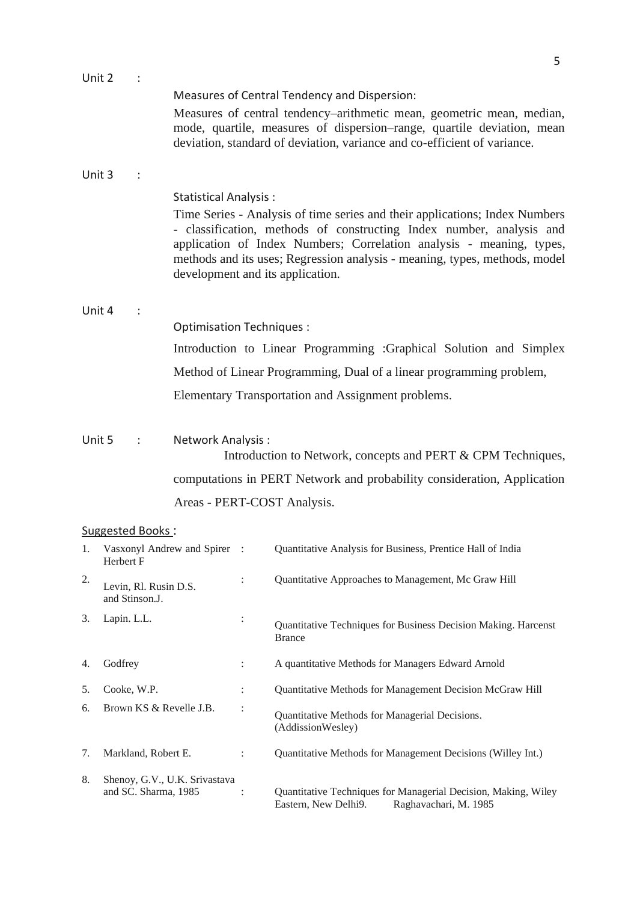**Unit 2 :**

Measures of Central Tendency and Dispersion:

Measures of central tendency–arithmetic mean, geometric mean, median, mode, quartile, measures of dispersion–range, quartile deviation, mean deviation, standard of deviation, variance and co-efficient of variance.

**Unit 3 :**

Statistical Analysis :

Time Series - Analysis of time series and their applications; Index Numbers - classification, methods of constructing Index number, analysis and application of Index Numbers; Correlation analysis - meaning, types, methods and its uses; Regression analysis - meaning, types, methods, model development and its application.

**Unit 4 :**

Optimisation Techniques :

Introduction to Linear Programming :Graphical Solution and Simplex Method of Linear Programming, Dual of a linear programming problem, Elementary Transportation and Assignment problems.

**Unit 5 :** Network Analysis :

Introduction to Network, concepts and PERT & CPM Techniques, computations in PERT Network and probability consideration, Application Areas - PERT-COST Analysis.

<u>Suggested Books</u> :

| No. | Author | | Title |
|---|---|---|---|
| 1. | Vasxonyl Andrew and Spirer Herbert F | : | Quantitative Analysis for Business, Prentice Hall of India |
| 2. | Levin, Rl. Rusin D.S. and Stinson.J. | : | Quantitative Approaches to Management, Mc Graw Hill |
| 3. | Lapin. L.L. | : | Quantitative Techniques for Business Decision Making. Harcenst Brance |
| 4. | Godfrey | : | A quantitative Methods for Managers Edward Arnold |
| 5. | Cooke, W.P. | : | Quantitative Methods for Management Decision McGraw Hill |
| 6. | Brown KS & Revelle J.B. | : | Quantitative Methods for Managerial Decisions. (AddissionWesley) |
| 7. | Markland, Robert E. | : | Quantitative Methods for Management Decisions (Willey Int.) |
| 8. | Shenoy, G.V., U.K. Srivastava and SC. Sharma, 1985 | : | Quantitative Techniques for Managerial Decision, Making, Wiley Eastern, New Delhi9. Raghavachari, M. 1985 |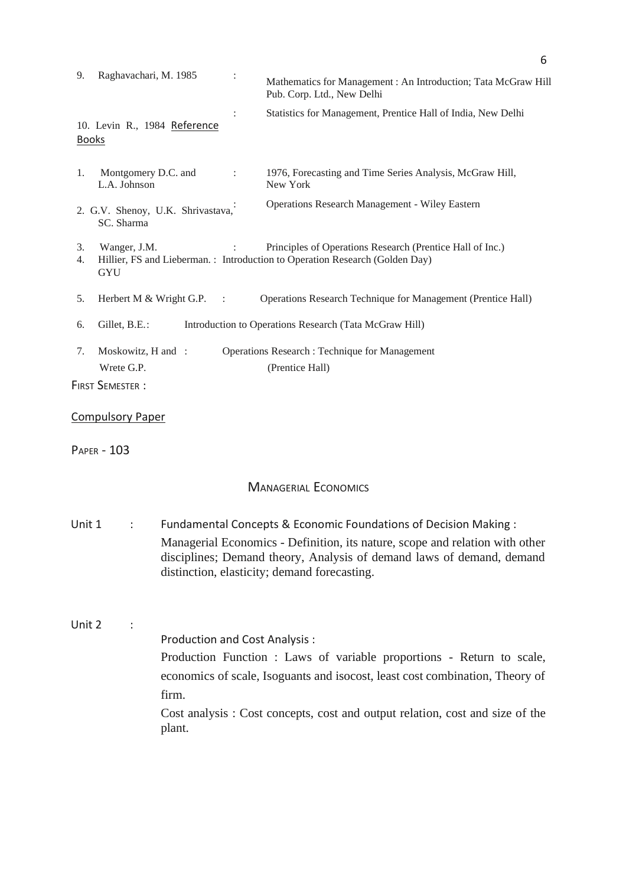9. Raghavachari, M. 1985 : Mathematics for Management : An Introduction; Tata McGraw Hill Pub. Corp. Ltd., New Delhi

10. Levin R., 1984 : Statistics for Management, Prentice Hall of India, New Delhi

## Reference Books

1. Montgomery D.C. and L.A. Johnson : 1976, Forecasting and Time Series Analysis, McGraw Hill, New York
2. G.V. Shenoy, U.K. Shrivastava, SC. Sharma : Operations Research Management - Wiley Eastern
3. Wanger, J.M. : Principles of Operations Research (Prentice Hall of Inc.)
4. Hillier, FS and Lieberman. : Introduction to Operation Research (Golden Day) GYU
5. Herbert M & Wright G.P. : Operations Research Technique for Management (Prentice Hall)
6. Gillet, B.E.: Introduction to Operations Research (Tata McGraw Hill)
7. Moskowitz, H and Wrete G.P. : Operations Research : Technique for Management (Prentice Hall)

FIRST SEMESTER :

Compulsory Paper

PAPER - 103

## MANAGERIAL ECONOMICS

**Unit 1 : Fundamental Concepts & Economic Foundations of Decision Making :**

Managerial Economics - Definition, its nature, scope and relation with other disciplines; Demand theory, Analysis of demand laws of demand, demand distinction, elasticity; demand forecasting.

**Unit 2 : Production and Cost Analysis :**

Production Function : Laws of variable proportions - Return to scale, economics of scale, Isoguants and isocost, least cost combination, Theory of firm.

Cost analysis : Cost concepts, cost and output relation, cost and size of the plant.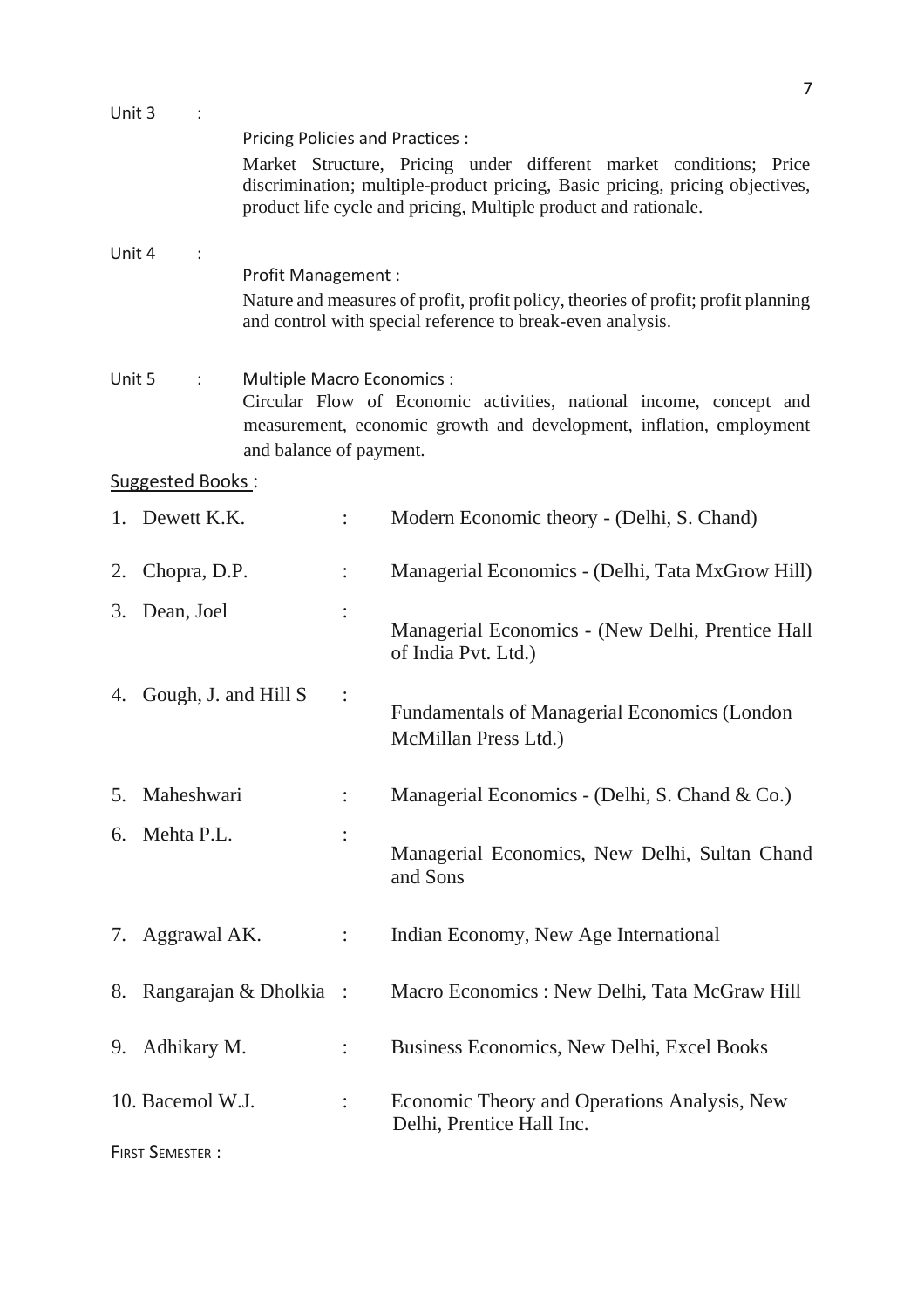Unit 3 :

Pricing Policies and Practices :

Market Structure, Pricing under different market conditions; Price discrimination; multiple-product pricing, Basic pricing, pricing objectives, product life cycle and pricing, Multiple product and rationale.

Unit 4 :

Profit Management :

Nature and measures of profit, profit policy, theories of profit; profit planning and control with special reference to break-even analysis.

Unit 5 : Multiple Macro Economics :

Circular Flow of Economic activities, national income, concept and measurement, economic growth and development, inflation, employment and balance of payment.

Suggested Books :

1. Dewett K.K. : Modern Economic theory - (Delhi, S. Chand)
2. Chopra, D.P. : Managerial Economics - (Delhi, Tata MxGrow Hill)
3. Dean, Joel : Managerial Economics - (New Delhi, Prentice Hall of India Pvt. Ltd.)
4. Gough, J. and Hill S : Fundamentals of Managerial Economics (London McMillan Press Ltd.)
5. Maheshwari : Managerial Economics - (Delhi, S. Chand & Co.)
6. Mehta P.L. : Managerial Economics, New Delhi, Sultan Chand and Sons
7. Aggrawal AK. : Indian Economy, New Age International
8. Rangarajan & Dholkia : Macro Economics : New Delhi, Tata McGraw Hill
9. Adhikary M. : Business Economics, New Delhi, Excel Books
10. Bacemol W.J. : Economic Theory and Operations Analysis, New Delhi, Prentice Hall Inc.

FIRST SEMESTER :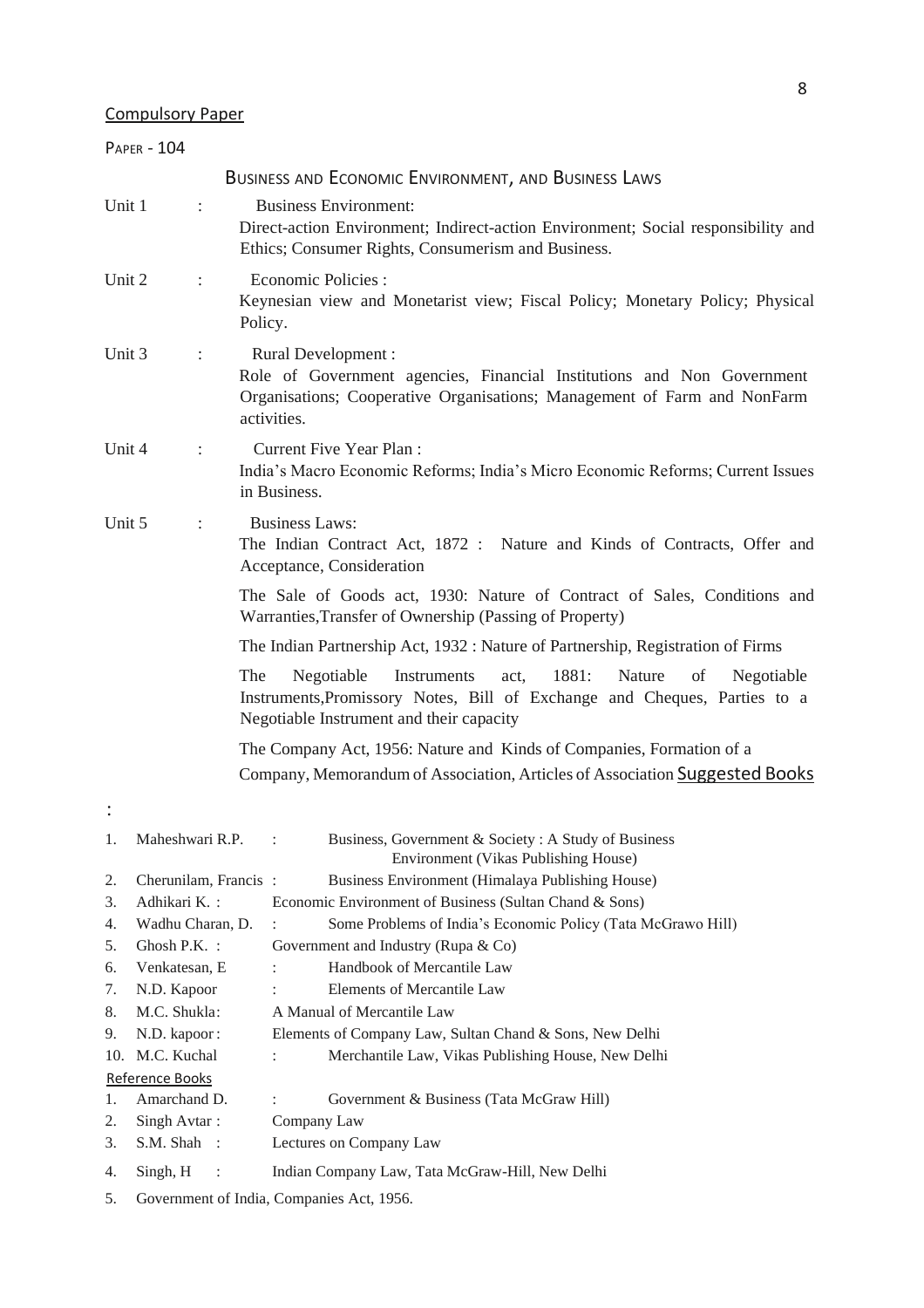Compulsory Paper

PAPER - 104

## BUSINESS AND ECONOMIC ENVIRONMENT, AND BUSINESS LAWS

**Unit 1 : Business Environment:**
Direct-action Environment; Indirect-action Environment; Social responsibility and Ethics; Consumer Rights, Consumerism and Business.

**Unit 2 : Economic Policies :**
Keynesian view and Monetarist view; Fiscal Policy; Monetary Policy; Physical Policy.

**Unit 3 : Rural Development :**
Role of Government agencies, Financial Institutions and Non Government Organisations; Cooperative Organisations; Management of Farm and NonFarm activities.

**Unit 4 : Current Five Year Plan :**
India's Macro Economic Reforms; India's Micro Economic Reforms; Current Issues in Business.

**Unit 5 : Business Laws:**
The Indian Contract Act, 1872 : Nature and Kinds of Contracts, Offer and Acceptance, Consideration

The Sale of Goods act, 1930: Nature of Contract of Sales, Conditions and Warranties,Transfer of Ownership (Passing of Property)

The Indian Partnership Act, 1932 : Nature of Partnership, Registration of Firms

The Negotiable Instruments act, 1881: Nature of Negotiable Instruments,Promissory Notes, Bill of Exchange and Cheques, Parties to a Negotiable Instrument and their capacity

The Company Act, 1956: Nature and Kinds of Companies, Formation of a Company, Memorandum of Association, Articles of Association

### Suggested Books :

1. Maheshwari R.P. : Business, Government & Society : A Study of Business Environment (Vikas Publishing House)
2. Cherunilam, Francis : Business Environment (Himalaya Publishing House)
3. Adhikari K. : Economic Environment of Business (Sultan Chand & Sons)
4. Wadhu Charan, D. : Some Problems of India's Economic Policy (Tata McGrawo Hill)
5. Ghosh P.K. : Government and Industry (Rupa & Co)
6. Venkatesan, E : Handbook of Mercantile Law
7. N.D. Kapoor : Elements of Mercantile Law
8. M.C. Shukla: A Manual of Mercantile Law
9. N.D. kapoor : Elements of Company Law, Sultan Chand & Sons, New Delhi
10. M.C. Kuchal : Merchantile Law, Vikas Publishing House, New Delhi

### Reference Books

1. Amarchand D. : Government & Business (Tata McGraw Hill)
2. Singh Avtar : Company Law
3. S.M. Shah : Lectures on Company Law
4. Singh, H : Indian Company Law, Tata McGraw-Hill, New Delhi
5. Government of India, Companies Act, 1956.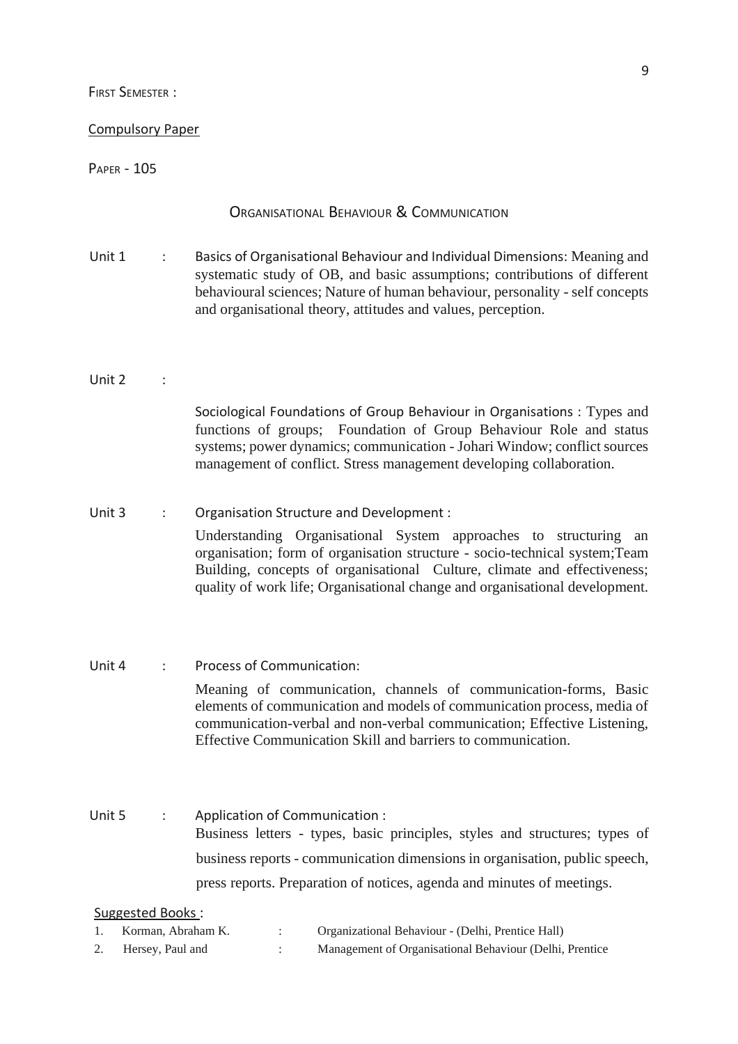FIRST SEMESTER :

Compulsory Paper

PAPER - 105

## ORGANISATIONAL BEHAVIOUR & COMMUNICATION

**Unit 1 :** Basics of Organisational Behaviour and Individual Dimensions: Meaning and systematic study of OB, and basic assumptions; contributions of different behavioural sciences; Nature of human behaviour, personality - self concepts and organisational theory, attitudes and values, perception.

**Unit 2 :** Sociological Foundations of Group Behaviour in Organisations : Types and functions of groups; Foundation of Group Behaviour Role and status systems; power dynamics; communication - Johari Window; conflict sources management of conflict. Stress management developing collaboration.

**Unit 3 :** Organisation Structure and Development :

Understanding Organisational System approaches to structuring an organisation; form of organisation structure - socio-technical system;Team Building, concepts of organisational Culture, climate and effectiveness; quality of work life; Organisational change and organisational development.

**Unit 4 :** Process of Communication:

Meaning of communication, channels of communication-forms, Basic elements of communication and models of communication process, media of communication-verbal and non-verbal communication; Effective Listening, Effective Communication Skill and barriers to communication.

**Unit 5 :** Application of Communication :

Business letters - types, basic principles, styles and structures; types of business reports - communication dimensions in organisation, public speech, press reports. Preparation of notices, agenda and minutes of meetings.

Suggested Books :

1. Korman, Abraham K. : Organizational Behaviour - (Delhi, Prentice Hall)
2. Hersey, Paul and : Management of Organisational Behaviour (Delhi, Prentice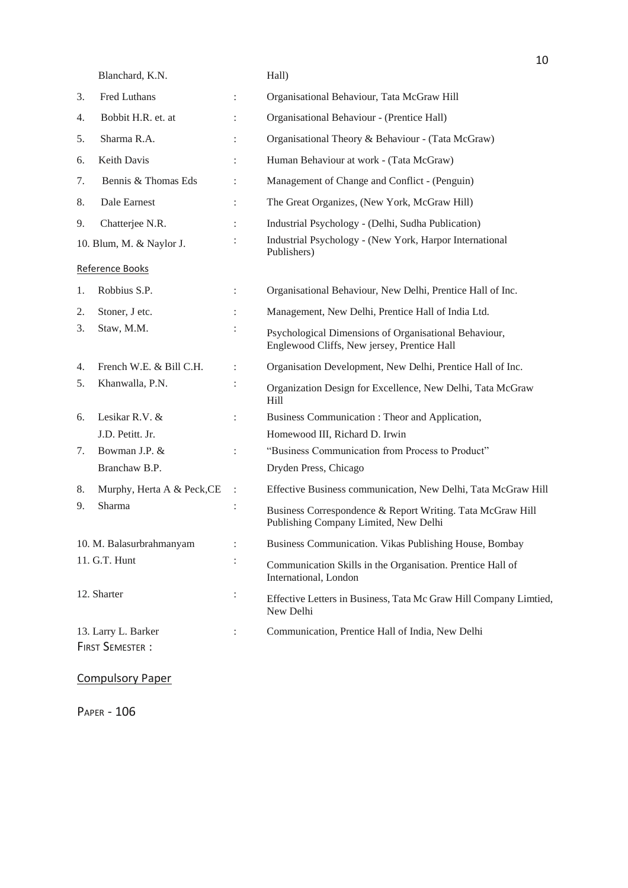| | | | |
|---|---|---|---|
| | Blanchard, K.N. | | Hall) |
| 3. | Fred Luthans | : | Organisational Behaviour, Tata McGraw Hill |
| 4. | Bobbit H.R. et. at | : | Organisational Behaviour - (Prentice Hall) |
| 5. | Sharma R.A. | : | Organisational Theory & Behaviour - (Tata McGraw) |
| 6. | Keith Davis | : | Human Behaviour at work - (Tata McGraw) |
| 7. | Bennis & Thomas Eds | : | Management of Change and Conflict - (Penguin) |
| 8. | Dale Earnest | : | The Great Organizes, (New York, McGraw Hill) |
| 9. | Chatterjee N.R. | : | Industrial Psychology - (Delhi, Sudha Publication) |
| 10. | Blum, M. & Naylor J. | : | Industrial Psychology - (New York, Harpor International Publishers) |

Reference Books

| | | | |
|---|---|---|---|
| 1. | Robbius S.P. | : | Organisational Behaviour, New Delhi, Prentice Hall of Inc. |
| 2. | Stoner, J etc. | : | Management, New Delhi, Prentice Hall of India Ltd. |
| 3. | Staw, M.M. | : | Psychological Dimensions of Organisational Behaviour, Englewood Cliffs, New jersey, Prentice Hall |
| 4. | French W.E. & Bill C.H. | : | Organisation Development, New Delhi, Prentice Hall of Inc. |
| 5. | Khanwalla, P.N. | : | Organization Design for Excellence, New Delhi, Tata McGraw Hill |
| 6. | Lesikar R.V. & J.D. Petitt. Jr. | : | Business Communication : Theor and Application, Homewood III, Richard D. Irwin |
| 7. | Bowman J.P. & Branchaw B.P. | : | "Business Communication from Process to Product" Dryden Press, Chicago |
| 8. | Murphy, Herta A & Peck,CE | : | Effective Business communication, New Delhi, Tata McGraw Hill |
| 9. | Sharma | : | Business Correspondence & Report Writing. Tata McGraw Hill Publishing Company Limited, New Delhi |
| 10. | M. Balasurbrahmanyam | : | Business Communication. Vikas Publishing House, Bombay |
| 11. | G.T. Hunt | : | Communication Skills in the Organisation. Prentice Hall of International, London |
| 12. | Sharter | : | Effective Letters in Business, Tata Mc Graw Hill Company Limtied, New Delhi |
| 13. | Larry L. Barker | : | Communication, Prentice Hall of India, New Delhi |

FIRST SEMESTER :

Compulsory Paper

PAPER - 106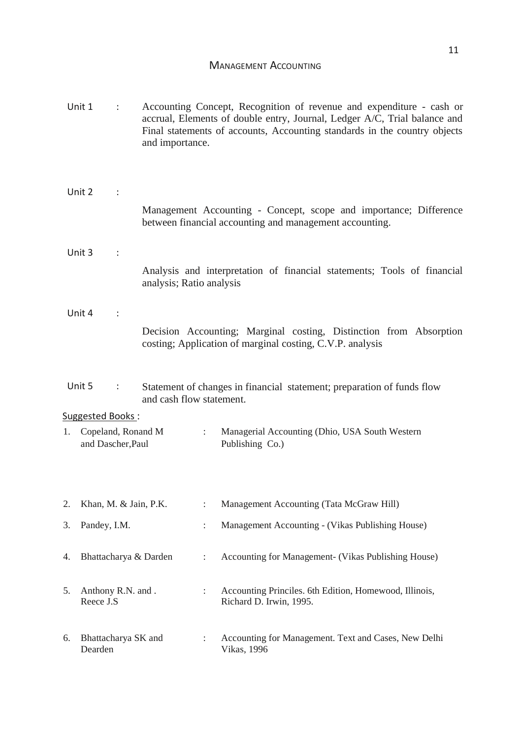# MANAGEMENT ACCOUNTING

**Unit 1** : Accounting Concept, Recognition of revenue and expenditure - cash or accrual, Elements of double entry, Journal, Ledger A/C, Trial balance and Final statements of accounts, Accounting standards in the country objects and importance.

**Unit 2** : Management Accounting - Concept, scope and importance; Difference between financial accounting and management accounting.

**Unit 3** : Analysis and interpretation of financial statements; Tools of financial analysis; Ratio analysis

**Unit 4** : Decision Accounting; Marginal costing, Distinction from Absorption costing; Application of marginal costing, C.V.P. analysis

**Unit 5** : Statement of changes in financial statement; preparation of funds flow and cash flow statement.

<u>Suggested Books</u> :

1. Copeland, Ronand M and Dascher,Paul : Managerial Accounting (Dhio, USA South Western Publishing Co.)
2. Khan, M. & Jain, P.K. : Management Accounting (Tata McGraw Hill)
3. Pandey, I.M. : Management Accounting - (Vikas Publishing House)
4. Bhattacharya & Darden : Accounting for Management- (Vikas Publishing House)
5. Anthony R.N. and . Reece J.S : Accounting Princiles. 6th Edition, Homewood, Illinois, Richard D. Irwin, 1995.
6. Bhattacharya SK and Dearden : Accounting for Management. Text and Cases, New Delhi Vikas, 1996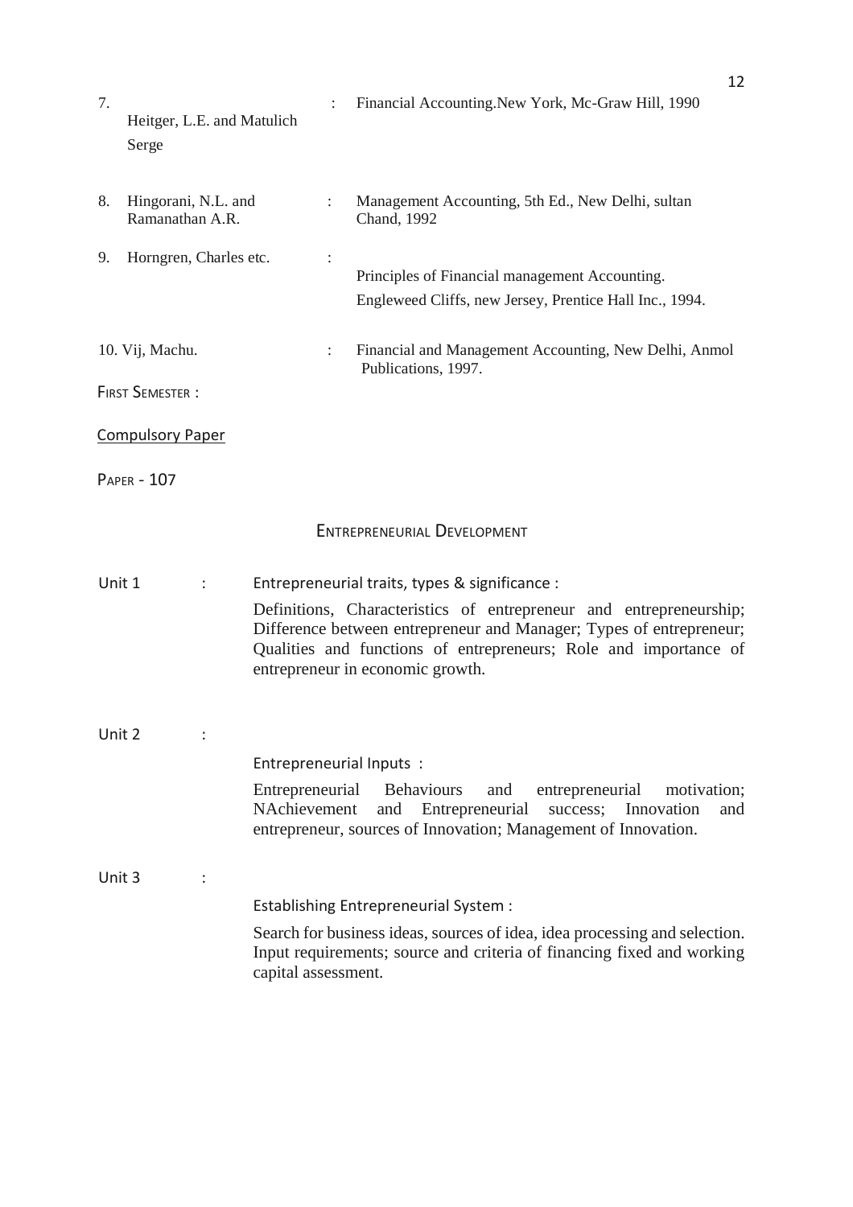7. Heitger, L.E. and Matulich Serge : Financial Accounting.New York, Mc-Graw Hill, 1990

8. Hingorani, N.L. and Ramanathan A.R. : Management Accounting, 5th Ed., New Delhi, sultan Chand, 1992

9. Horngren, Charles etc. : Principles of Financial management Accounting. Engleweed Cliffs, new Jersey, Prentice Hall Inc., 1994.

10. Vij, Machu. : Financial and Management Accounting, New Delhi, Anmol Publications, 1997.

FIRST SEMESTER :

Compulsory Paper

PAPER - 107

## ENTREPRENEURIAL DEVELOPMENT

**Unit 1 : Entrepreneurial traits, types & significance :**

Definitions, Characteristics of entrepreneur and entrepreneurship; Difference between entrepreneur and Manager; Types of entrepreneur; Qualities and functions of entrepreneurs; Role and importance of entrepreneur in economic growth.

**Unit 2 : Entrepreneurial Inputs :**

Entrepreneurial Behaviours and entrepreneurial motivation; NAchievement and Entrepreneurial success; Innovation and entrepreneur, sources of Innovation; Management of Innovation.

**Unit 3 : Establishing Entrepreneurial System :**

Search for business ideas, sources of idea, idea processing and selection. Input requirements; source and criteria of financing fixed and working capital assessment.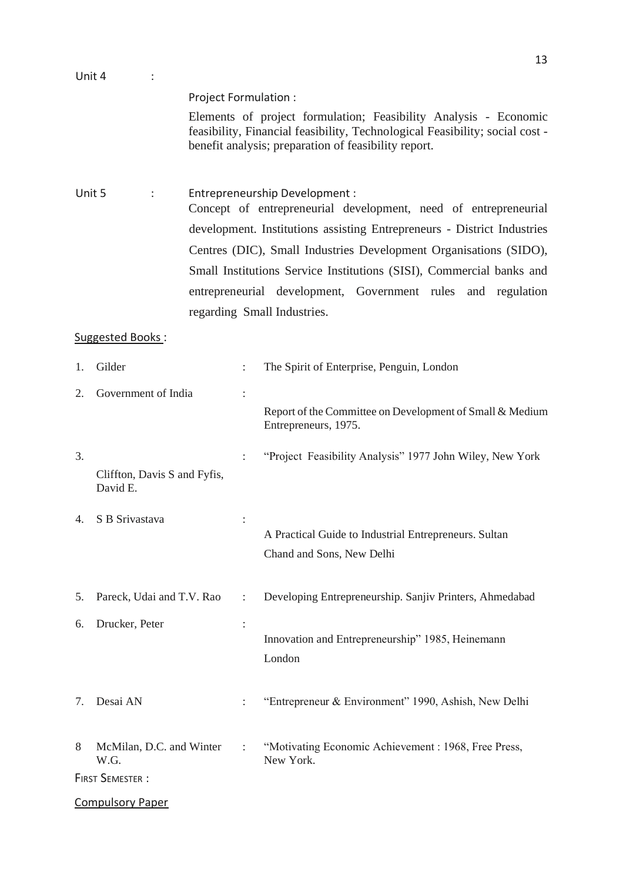Unit 4 :

Project Formulation :

Elements of project formulation; Feasibility Analysis - Economic feasibility, Financial feasibility, Technological Feasibility; social cost - benefit analysis; preparation of feasibility report.

Unit 5 : Entrepreneurship Development :

Concept of entrepreneurial development, need of entrepreneurial development. Institutions assisting Entrepreneurs - District Industries Centres (DIC), Small Industries Development Organisations (SIDO), Small Institutions Service Institutions (SISI), Commercial banks and entrepreneurial development, Government rules and regulation regarding Small Industries.

Suggested Books :

1. Gilder : The Spirit of Enterprise, Penguin, London
2. Government of India : Report of the Committee on Development of Small & Medium Entrepreneurs, 1975.
3. Cliffton, Davis S and Fyfis, David E. : "Project Feasibility Analysis" 1977 John Wiley, New York
4. S B Srivastava : A Practical Guide to Industrial Entrepreneurs. Sultan Chand and Sons, New Delhi
5. Pareck, Udai and T.V. Rao : Developing Entrepreneurship. Sanjiv Printers, Ahmedabad
6. Drucker, Peter : Innovation and Entrepreneurship" 1985, Heinemann London
7. Desai AN : "Entrepreneur & Environment" 1990, Ashish, New Delhi
8. McMilan, D.C. and Winter W.G. : "Motivating Economic Achievement : 1968, Free Press, New York.

First Semester :

Compulsory Paper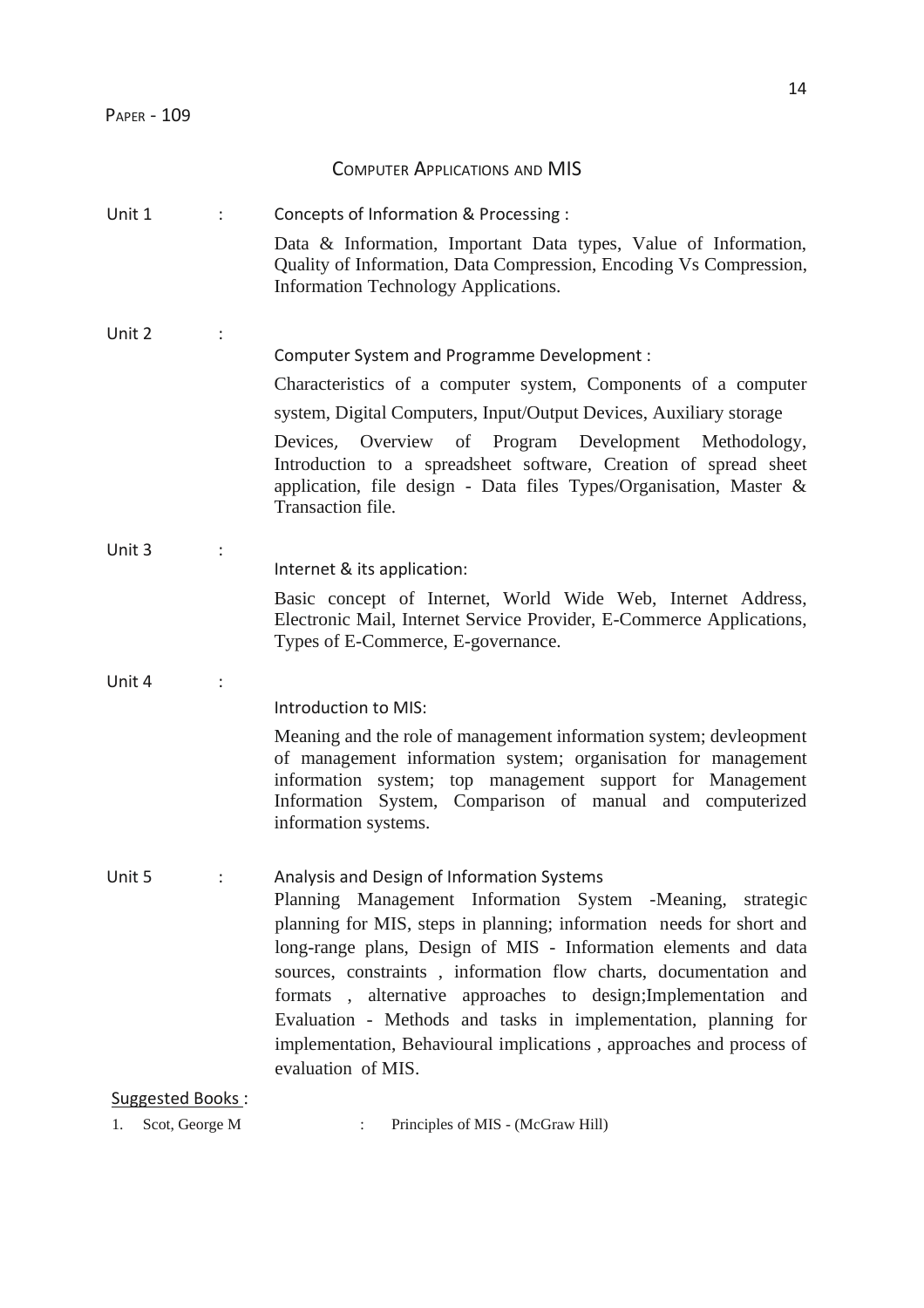PAPER - 109

## COMPUTER APPLICATIONS AND MIS

**Unit 1 : Concepts of Information & Processing :**

Data & Information, Important Data types, Value of Information, Quality of Information, Data Compression, Encoding Vs Compression, Information Technology Applications.

**Unit 2 : Computer System and Programme Development :**

Characteristics of a computer system, Components of a computer system, Digital Computers, Input/Output Devices, Auxiliary storage Devices, Overview of Program Development Methodology, Introduction to a spreadsheet software, Creation of spread sheet application, file design - Data files Types/Organisation, Master & Transaction file.

**Unit 3 : Internet & its application:**

Basic concept of Internet, World Wide Web, Internet Address, Electronic Mail, Internet Service Provider, E-Commerce Applications, Types of E-Commerce, E-governance.

**Unit 4 : Introduction to MIS:**

Meaning and the role of management information system; devleopment of management information system; organisation for management information system; top management support for Management Information System, Comparison of manual and computerized information systems.

**Unit 5 : Analysis and Design of Information Systems**

Planning Management Information System -Meaning, strategic planning for MIS, steps in planning; information needs for short and long-range plans, Design of MIS - Information elements and data sources, constraints , information flow charts, documentation and formats , alternative approaches to design;Implementation and Evaluation - Methods and tasks in implementation, planning for implementation, Behavioural implications , approaches and process of evaluation of MIS.

**Suggested Books :**

1. Scot, George M : Principles of MIS - (McGraw Hill)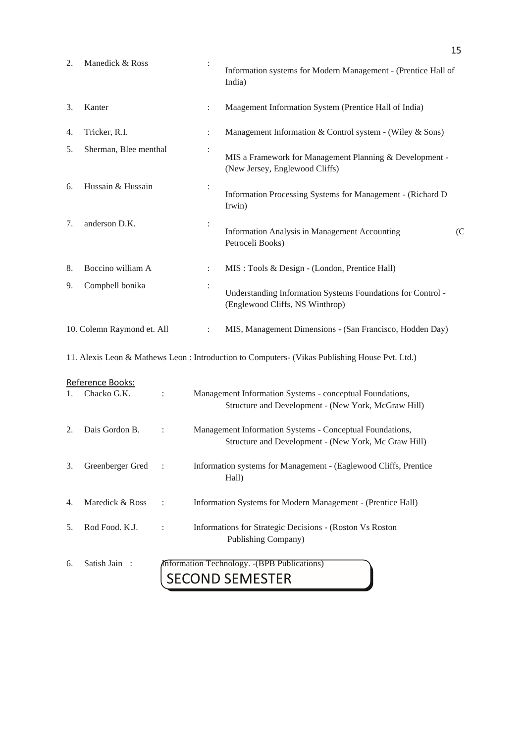2. Manedick & Ross : Information systems for Modern Management - (Prentice Hall of India)

3. Kanter : Maagement Information System (Prentice Hall of India)

4. Tricker, R.I. : Management Information & Control system - (Wiley & Sons)

5. Sherman, Blee menthal : MIS a Framework for Management Planning & Development - (New Jersey, Englewood Cliffs)

6. Hussain & Hussain : Information Processing Systems for Management - (Richard D Irwin)

7. anderson D.K. : Information Analysis in Management Accounting (C Petroceli Books)

8. Boccino william A : MIS : Tools & Design - (London, Prentice Hall)

9. Compbell bonika : Understanding Information Systems Foundations for Control - (Englewood Cliffs, NS Winthrop)

10. Colemn Raymond et. All : MIS, Management Dimensions - (San Francisco, Hodden Day)

11. Alexis Leon & Mathews Leon : Introduction to Computers- (Vikas Publishing House Pvt. Ltd.)

Reference Books:

1. Chacko G.K. : Management Information Systems - conceptual Foundations, Structure and Development - (New York, McGraw Hill)

2. Dais Gordon B. : Management Information Systems - Conceptual Foundations, Structure and Development - (New York, Mc Graw Hill)

3. Greenberger Gred : Information systems for Management - (Eaglewood Cliffs, Prentice Hall)

4. Maredick & Ross : Information Systems for Modern Management - (Prentice Hall)

5. Rod Food. K.J. : Informations for Strategic Decisions - (Roston Vs Roston Publishing Company)

6. Satish Jain : Information Technology. -(BPB Publications)

## SECOND SEMESTER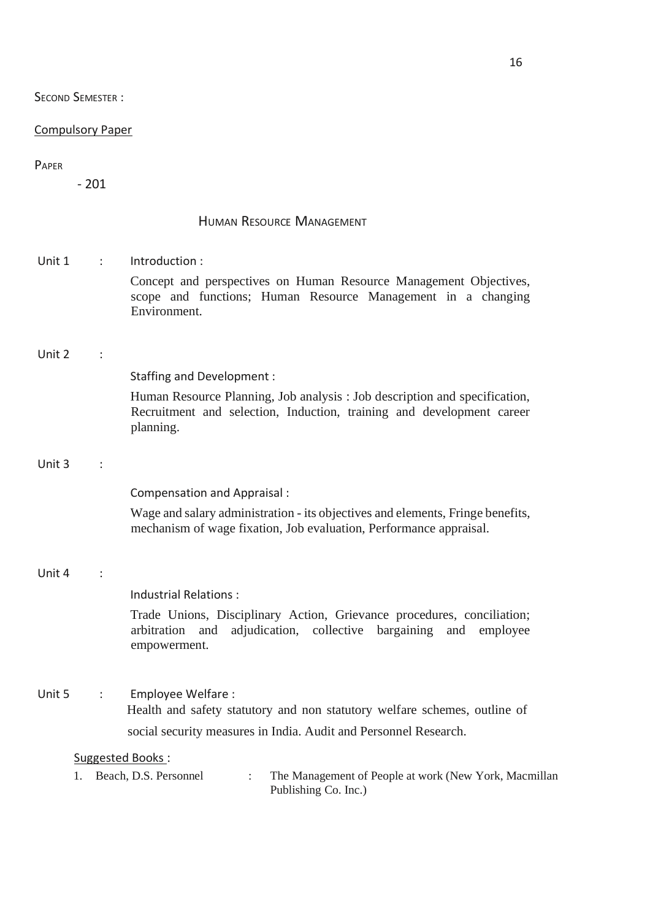SECOND SEMESTER :

Compulsory Paper

PAPER - 201

## HUMAN RESOURCE MANAGEMENT

**Unit 1 : Introduction :**

Concept and perspectives on Human Resource Management Objectives, scope and functions; Human Resource Management in a changing Environment.

**Unit 2 : Staffing and Development :**

Human Resource Planning, Job analysis : Job description and specification, Recruitment and selection, Induction, training and development career planning.

**Unit 3 : Compensation and Appraisal :**

Wage and salary administration - its objectives and elements, Fringe benefits, mechanism of wage fixation, Job evaluation, Performance appraisal.

**Unit 4 : Industrial Relations :**

Trade Unions, Disciplinary Action, Grievance procedures, conciliation; arbitration and adjudication, collective bargaining and employee empowerment.

**Unit 5 : Employee Welfare :**

Health and safety statutory and non statutory welfare schemes, outline of social security measures in India. Audit and Personnel Research.

Suggested Books :

1. Beach, D.S. Personnel : The Management of People at work (New York, Macmillan Publishing Co. Inc.)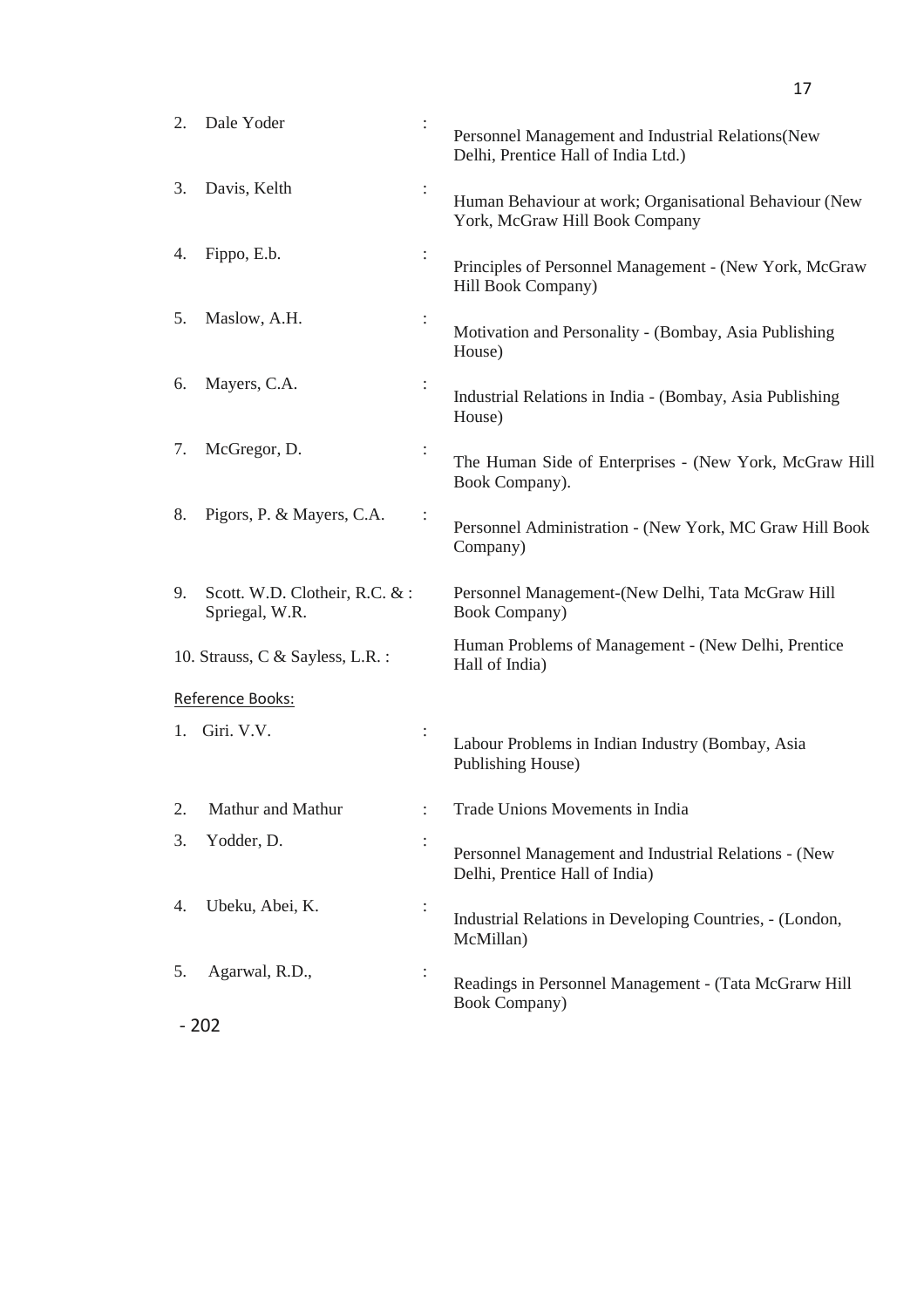2. Dale Yoder : Personnel Management and Industrial Relations(New Delhi, Prentice Hall of India Ltd.)

3. Davis, Kelth : Human Behaviour at work; Organisational Behaviour (New York, McGraw Hill Book Company

4. Fippo, E.b. : Principles of Personnel Management - (New York, McGraw Hill Book Company)

5. Maslow, A.H. : Motivation and Personality - (Bombay, Asia Publishing House)

6. Mayers, C.A. : Industrial Relations in India - (Bombay, Asia Publishing House)

7. McGregor, D. : The Human Side of Enterprises - (New York, McGraw Hill Book Company).

8. Pigors, P. & Mayers, C.A. : Personnel Administration - (New York, MC Graw Hill Book Company)

9. Scott. W.D. Clotheir, R.C. & : Spriegal, W.R. Personnel Management-(New Delhi, Tata McGraw Hill Book Company)

10. Strauss, C & Sayless, L.R. : Human Problems of Management - (New Delhi, Prentice Hall of India)

Reference Books:

1. Giri. V.V. : Labour Problems in Indian Industry (Bombay, Asia Publishing House)

2. Mathur and Mathur : Trade Unions Movements in India

3. Yodder, D. : Personnel Management and Industrial Relations - (New Delhi, Prentice Hall of India)

4. Ubeku, Abei, K. : Industrial Relations in Developing Countries, - (London, McMillan)

5. Agarwal, R.D., : Readings in Personnel Management - (Tata McGrarw Hill Book Company)

- 202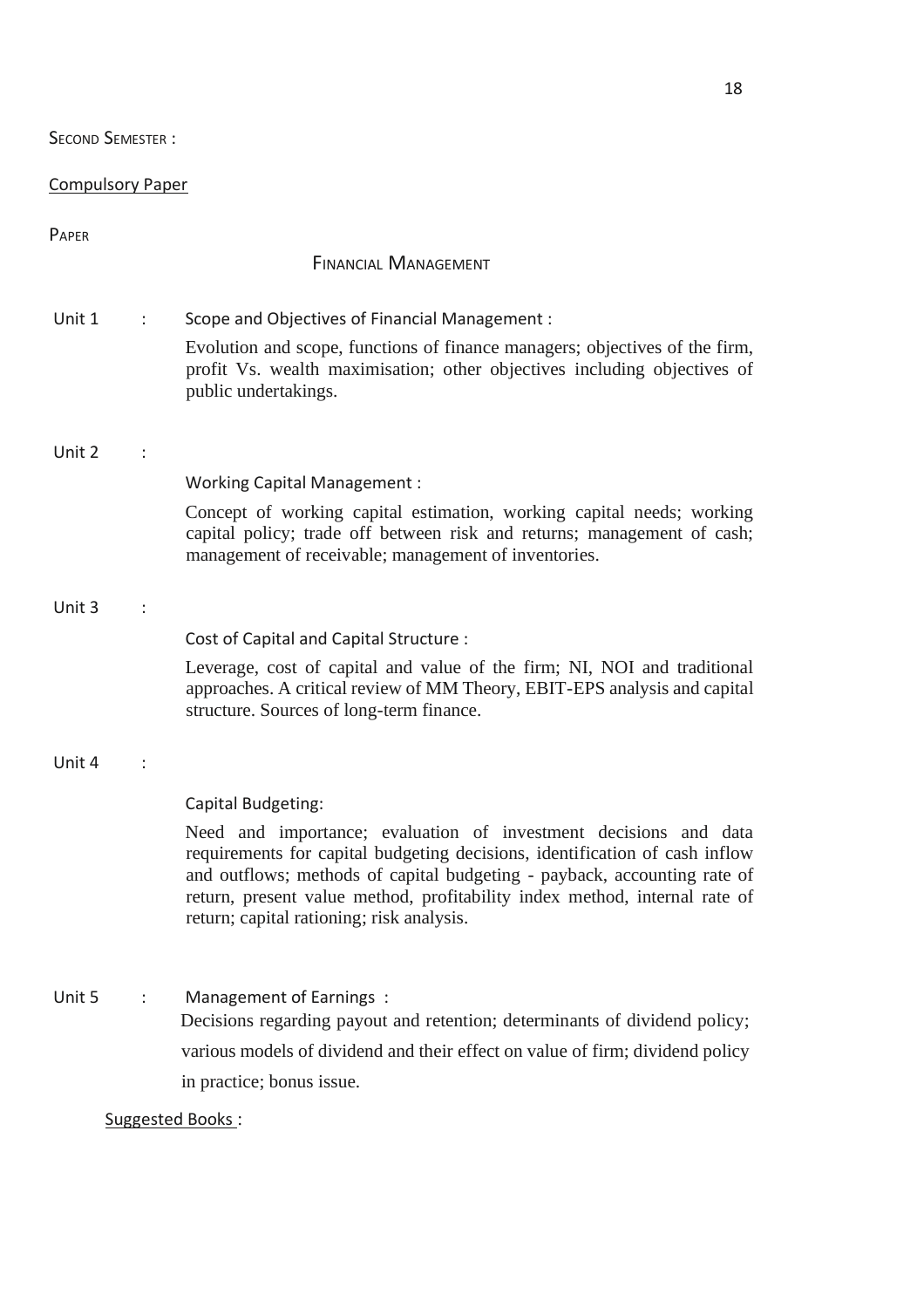SECOND SEMESTER :

Compulsory Paper

PAPER

## FINANCIAL MANAGEMENT

**Unit 1 : Scope and Objectives of Financial Management :**

Evolution and scope, functions of finance managers; objectives of the firm, profit Vs. wealth maximisation; other objectives including objectives of public undertakings.

**Unit 2 :**

**Working Capital Management :**

Concept of working capital estimation, working capital needs; working capital policy; trade off between risk and returns; management of cash; management of receivable; management of inventories.

**Unit 3 :**

**Cost of Capital and Capital Structure :**

Leverage, cost of capital and value of the firm; NI, NOI and traditional approaches. A critical review of MM Theory, EBIT-EPS analysis and capital structure. Sources of long-term finance.

**Unit 4 :**

**Capital Budgeting:**

Need and importance; evaluation of investment decisions and data requirements for capital budgeting decisions, identification of cash inflow and outflows; methods of capital budgeting - payback, accounting rate of return, present value method, profitability index method, internal rate of return; capital rationing; risk analysis.

**Unit 5 : Management of Earnings :**

Decisions regarding payout and retention; determinants of dividend policy; various models of dividend and their effect on value of firm; dividend policy in practice; bonus issue.

Suggested Books :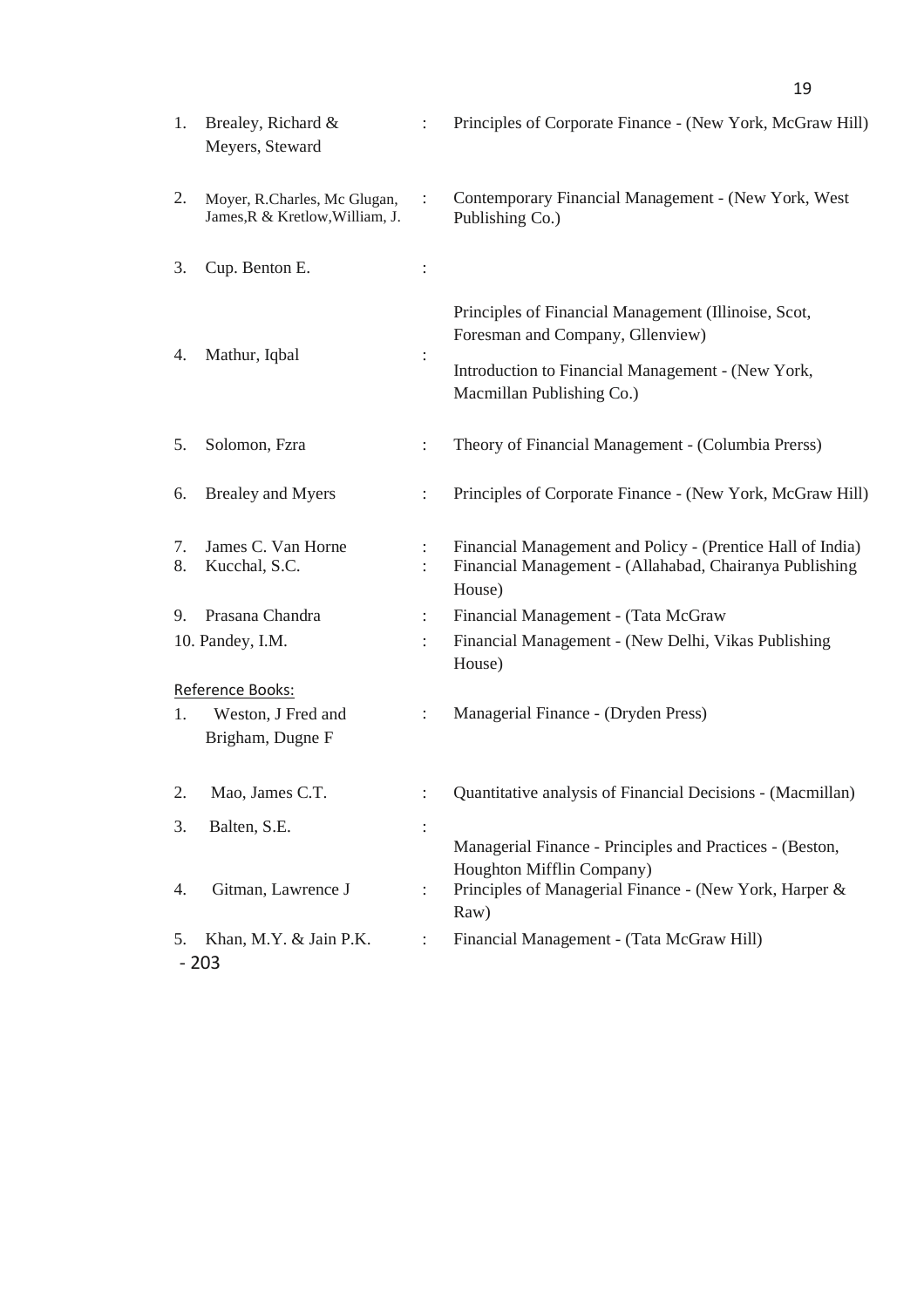1. Brealey, Richard & Meyers, Steward : Principles of Corporate Finance - (New York, McGraw Hill)

2. Moyer, R.Charles, Mc Glugan, James,R & Kretlow,William, J. : Contemporary Financial Management - (New York, West Publishing Co.)

3. Cup. Benton E. : Principles of Financial Management (Illinoise, Scot, Foresman and Company, Gllenview)

4. Mathur, Iqbal : Introduction to Financial Management - (New York, Macmillan Publishing Co.)

5. Solomon, Fzra : Theory of Financial Management - (Columbia Prerss)

6. Brealey and Myers : Principles of Corporate Finance - (New York, McGraw Hill)

7. James C. Van Horne : Financial Management and Policy - (Prentice Hall of India)
8. Kucchal, S.C. : Financial Management - (Allahabad, Chairanya Publishing House)
9. Prasana Chandra : Financial Management - (Tata McGraw
10. Pandey, I.M. : Financial Management - (New Delhi, Vikas Publishing House)

Reference Books:

1. Weston, J Fred and Brigham, Dugne F : Managerial Finance - (Dryden Press)

2. Mao, James C.T. : Quantitative analysis of Financial Decisions - (Macmillan)

3. Balten, S.E. : Managerial Finance - Principles and Practices - (Beston, Houghton Mifflin Company)
4. Gitman, Lawrence J : Principles of Managerial Finance - (New York, Harper & Raw)

5. Khan, M.Y. & Jain P.K. : Financial Management - (Tata McGraw Hill)

- 203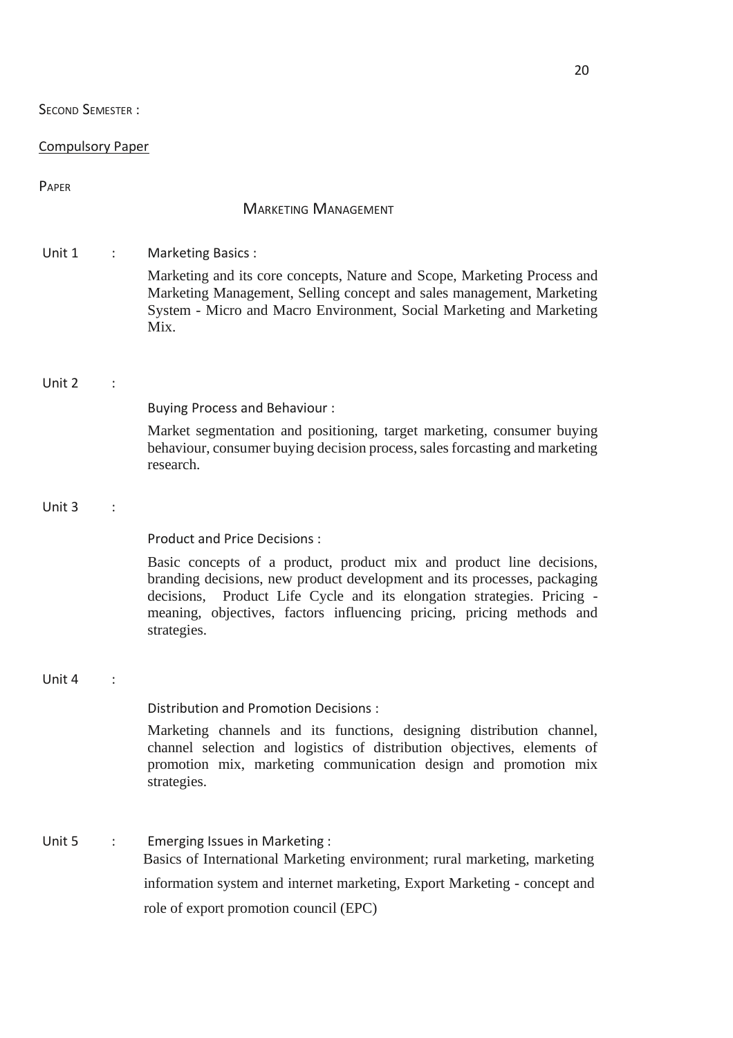SECOND SEMESTER :

Compulsory Paper

PAPER

## MARKETING MANAGEMENT

**Unit 1 : Marketing Basics :**

Marketing and its core concepts, Nature and Scope, Marketing Process and Marketing Management, Selling concept and sales management, Marketing System - Micro and Macro Environment, Social Marketing and Marketing Mix.

**Unit 2 :**

**Buying Process and Behaviour :**

Market segmentation and positioning, target marketing, consumer buying behaviour, consumer buying decision process, sales forcasting and marketing research.

**Unit 3 :**

**Product and Price Decisions :**

Basic concepts of a product, product mix and product line decisions, branding decisions, new product development and its processes, packaging decisions, Product Life Cycle and its elongation strategies. Pricing - meaning, objectives, factors influencing pricing, pricing methods and strategies.

**Unit 4 :**

**Distribution and Promotion Decisions :**

Marketing channels and its functions, designing distribution channel, channel selection and logistics of distribution objectives, elements of promotion mix, marketing communication design and promotion mix strategies.

**Unit 5 : Emerging Issues in Marketing :**

Basics of International Marketing environment; rural marketing, marketing information system and internet marketing, Export Marketing - concept and role of export promotion council (EPC)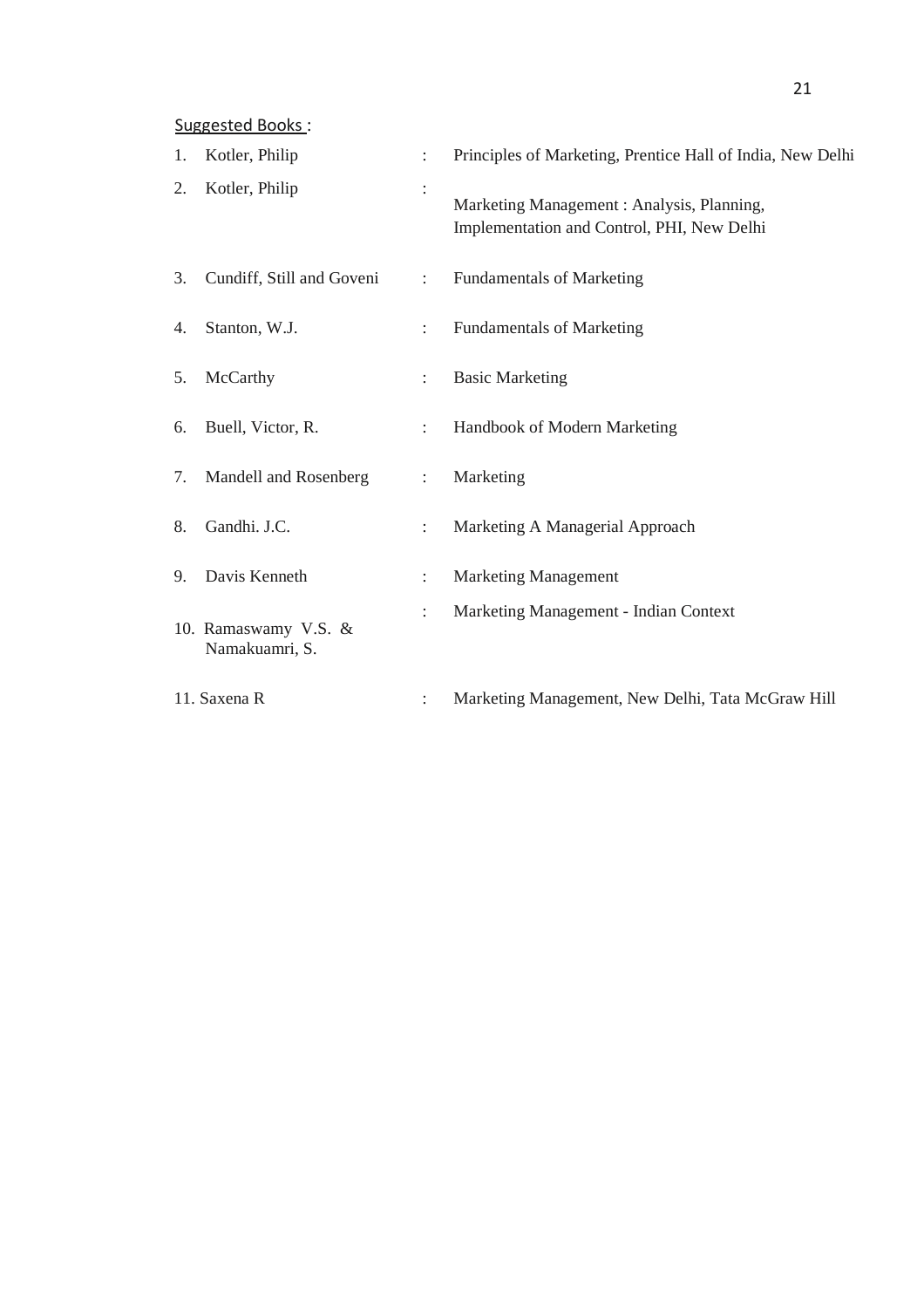Suggested Books :

1. Kotler, Philip : Principles of Marketing, Prentice Hall of India, New Delhi
2. Kotler, Philip : Marketing Management : Analysis, Planning, Implementation and Control, PHI, New Delhi
3. Cundiff, Still and Goveni : Fundamentals of Marketing
4. Stanton, W.J. : Fundamentals of Marketing
5. McCarthy : Basic Marketing
6. Buell, Victor, R. : Handbook of Modern Marketing
7. Mandell and Rosenberg : Marketing
8. Gandhi. J.C. : Marketing A Managerial Approach
9. Davis Kenneth : Marketing Management
10. Ramaswamy V.S. & Namakuamri, S. : Marketing Management - Indian Context
11. Saxena R : Marketing Management, New Delhi, Tata McGraw Hill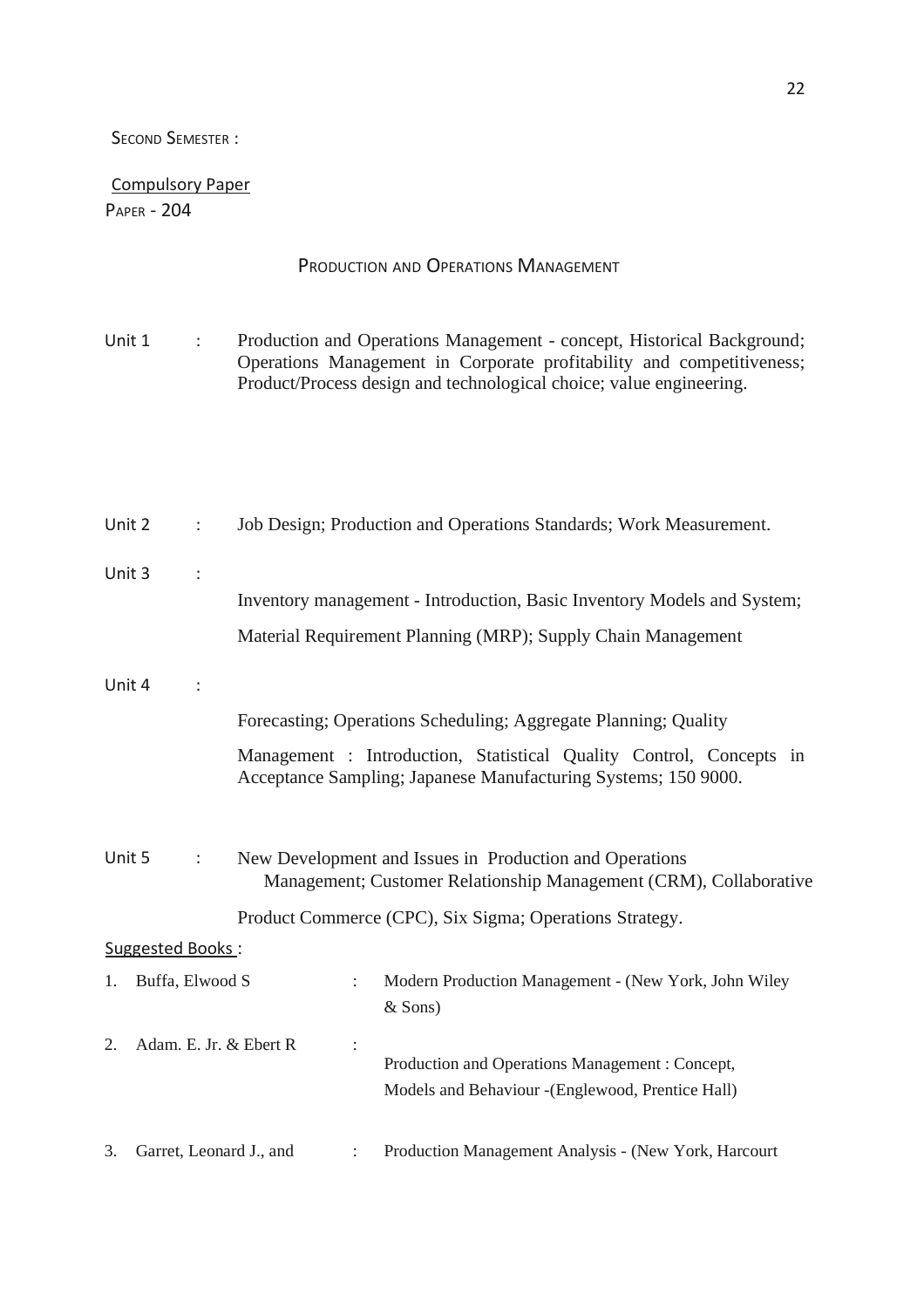SECOND SEMESTER :

Compulsory Paper

PAPER - 204

## PRODUCTION AND OPERATIONS MANAGEMENT

Unit 1 : Production and Operations Management - concept, Historical Background; Operations Management in Corporate profitability and competitiveness; Product/Process design and technological choice; value engineering.

Unit 2 : Job Design; Production and Operations Standards; Work Measurement.

Unit 3 : Inventory management - Introduction, Basic Inventory Models and System; Material Requirement Planning (MRP); Supply Chain Management

Unit 4 : Forecasting; Operations Scheduling; Aggregate Planning; Quality Management : Introduction, Statistical Quality Control, Concepts in Acceptance Sampling; Japanese Manufacturing Systems; 150 9000.

Unit 5 : New Development and Issues in Production and Operations Management; Customer Relationship Management (CRM), Collaborative Product Commerce (CPC), Six Sigma; Operations Strategy.

Suggested Books :

1. Buffa, Elwood S : Modern Production Management - (New York, John Wiley & Sons)
2. Adam. E. Jr. & Ebert R : Production and Operations Management : Concept, Models and Behaviour -(Englewood, Prentice Hall)
3. Garret, Leonard J., and : Production Management Analysis - (New York, Harcourt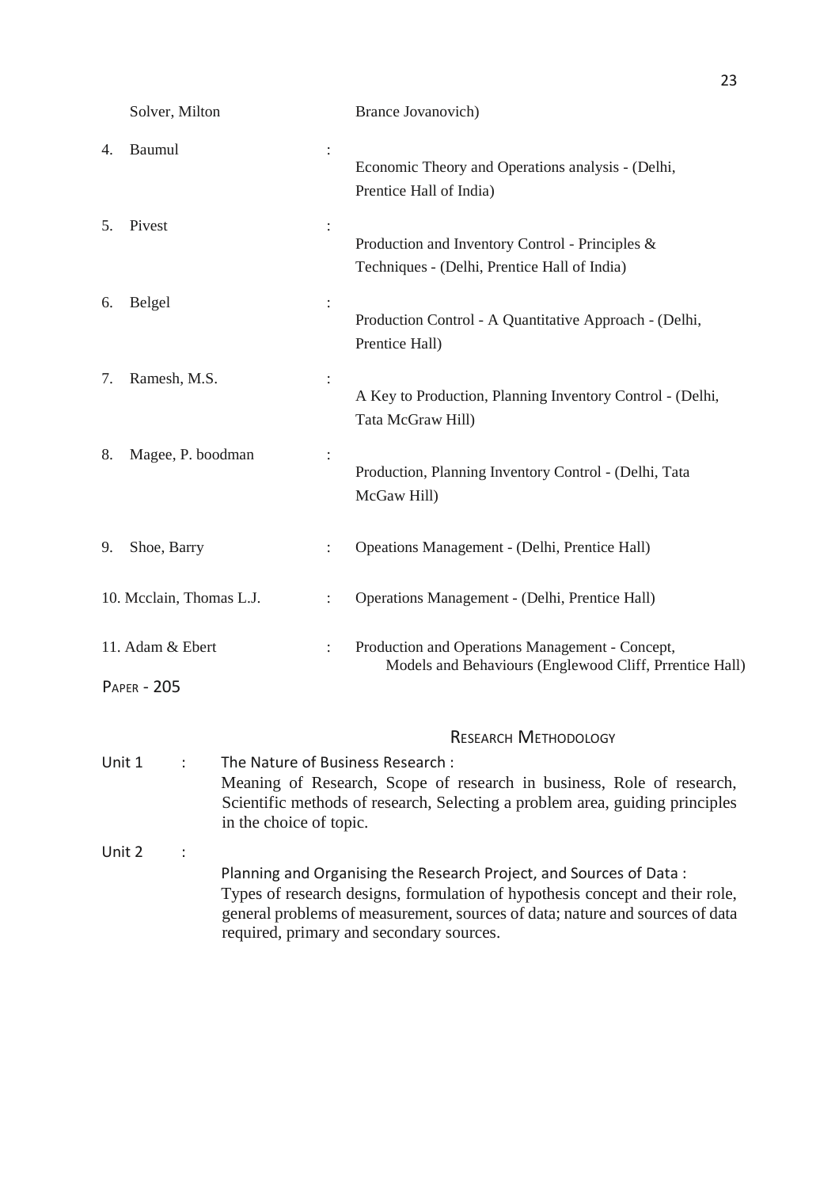Solver, Milton Brance Jovanovich)

4. Baumul : Economic Theory and Operations analysis - (Delhi, Prentice Hall of India)

5. Pivest : Production and Inventory Control - Principles & Techniques - (Delhi, Prentice Hall of India)

6. Belgel : Production Control - A Quantitative Approach - (Delhi, Prentice Hall)

7. Ramesh, M.S. : A Key to Production, Planning Inventory Control - (Delhi, Tata McGraw Hill)

8. Magee, P. boodman : Production, Planning Inventory Control - (Delhi, Tata McGaw Hill)

9. Shoe, Barry : Opeations Management - (Delhi, Prentice Hall)

10. Mcclain, Thomas L.J. : Operations Management - (Delhi, Prentice Hall)

11. Adam & Ebert : Production and Operations Management - Concept, Models and Behaviours (Englewood Cliff, Prrentice Hall)

## Paper - 205

### Research Methodology

Unit 1 : The Nature of Business Research :
Meaning of Research, Scope of research in business, Role of research, Scientific methods of research, Selecting a problem area, guiding principles in the choice of topic.

Unit 2 : Planning and Organising the Research Project, and Sources of Data :
Types of research designs, formulation of hypothesis concept and their role, general problems of measurement, sources of data; nature and sources of data required, primary and secondary sources.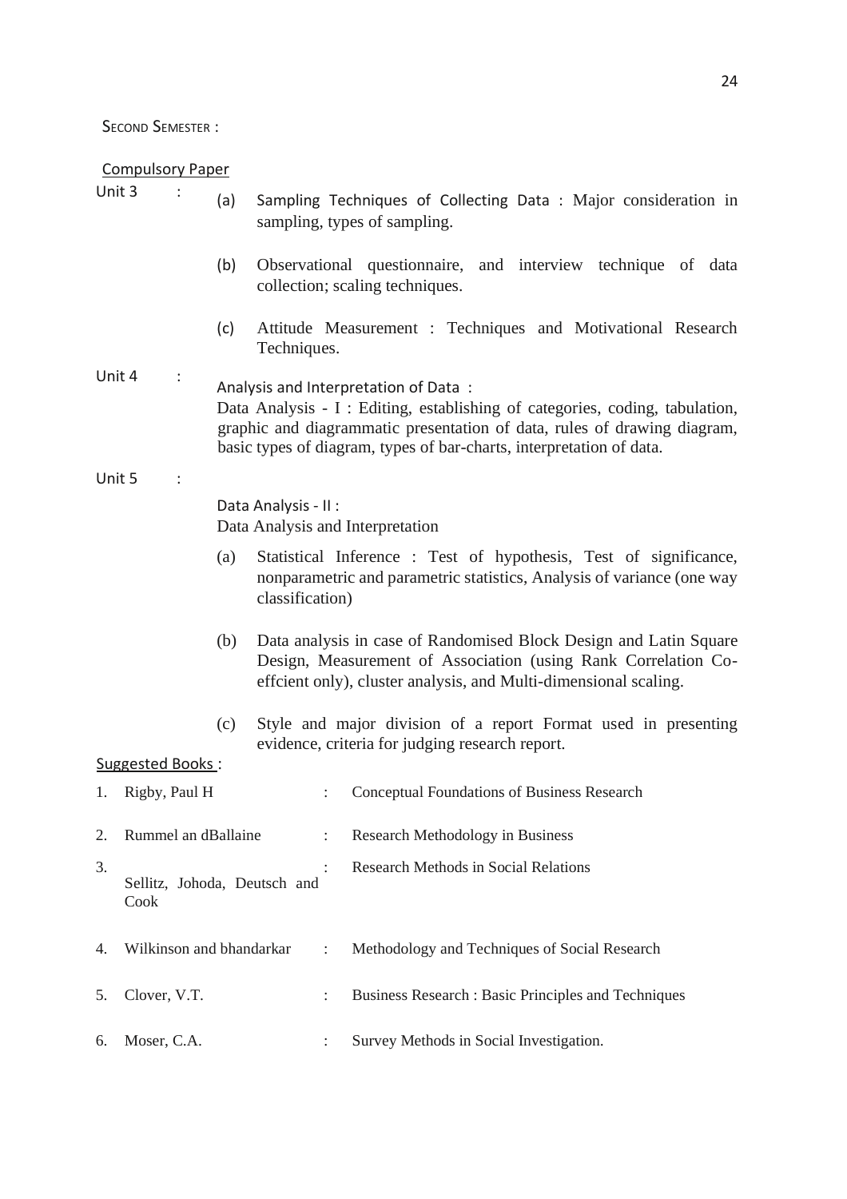SECOND SEMESTER :

Compulsory Paper

Unit 3 :

(a) Sampling Techniques of Collecting Data : Major consideration in sampling, types of sampling.

(b) Observational questionnaire, and interview technique of data collection; scaling techniques.

(c) Attitude Measurement : Techniques and Motivational Research Techniques.

Unit 4 :

Analysis and Interpretation of Data :

Data Analysis - I : Editing, establishing of categories, coding, tabulation, graphic and diagrammatic presentation of data, rules of drawing diagram, basic types of diagram, types of bar-charts, interpretation of data.

Unit 5 :

Data Analysis - II :

Data Analysis and Interpretation

(a) Statistical Inference : Test of hypothesis, Test of significance, nonparametric and parametric statistics, Analysis of variance (one way classification)

(b) Data analysis in case of Randomised Block Design and Latin Square Design, Measurement of Association (using Rank Correlation Co-effcient only), cluster analysis, and Multi-dimensional scaling.

(c) Style and major division of a report Format used in presenting evidence, criteria for judging research report.

Suggested Books :

1. Rigby, Paul H : Conceptual Foundations of Business Research
2. Rummel an dBallaine : Research Methodology in Business
3. Sellitz, Johoda, Deutsch and Cook : Research Methods in Social Relations
4. Wilkinson and bhandarkar : Methodology and Techniques of Social Research
5. Clover, V.T. : Business Research : Basic Principles and Techniques
6. Moser, C.A. : Survey Methods in Social Investigation.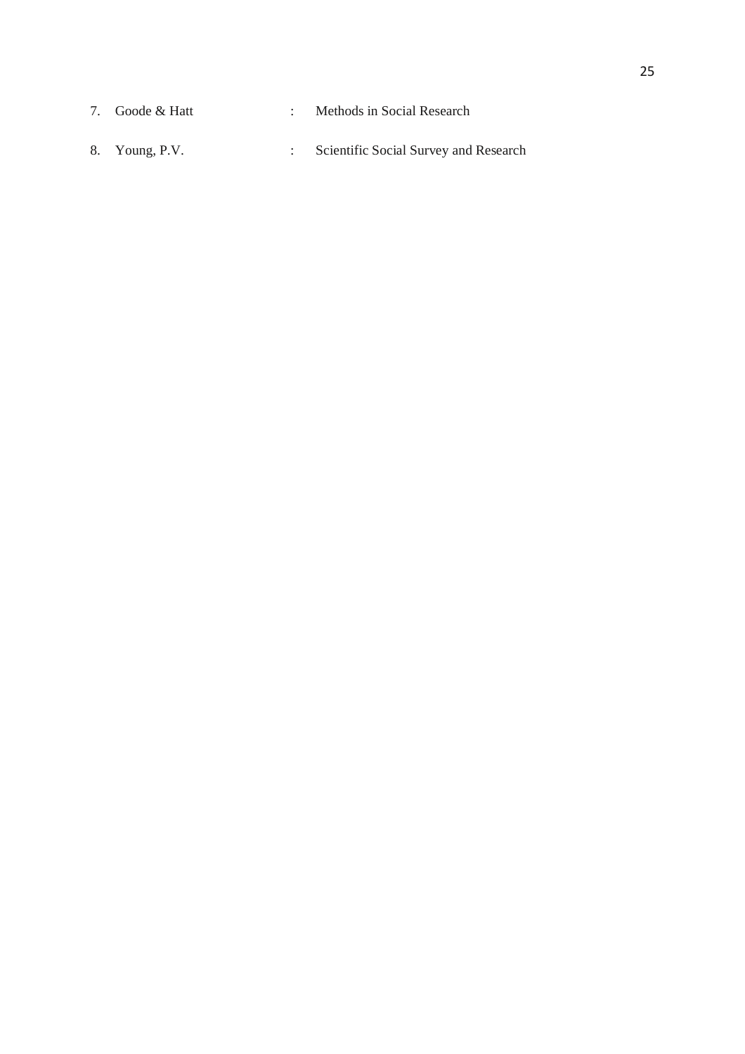7. Goode & Hatt : Methods in Social Research

8. Young, P.V. : Scientific Social Survey and Research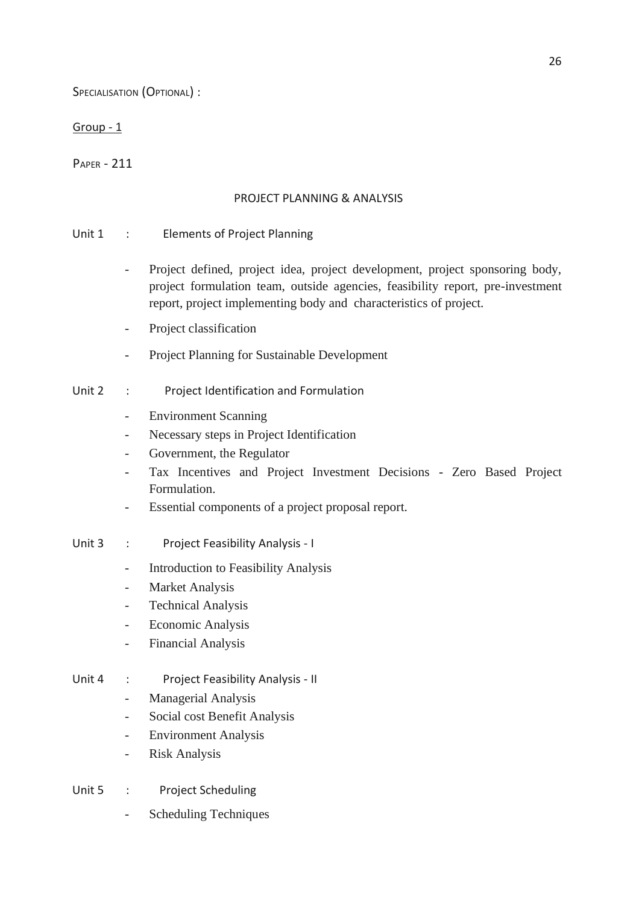SPECIALISATION (OPTIONAL) :

Group - 1

PAPER - 211

## PROJECT PLANNING & ANALYSIS

Unit 1 : Elements of Project Planning

- Project defined, project idea, project development, project sponsoring body, project formulation team, outside agencies, feasibility report, pre-investment report, project implementing body and characteristics of project.
- Project classification
- Project Planning for Sustainable Development

Unit 2 : Project Identification and Formulation

- Environment Scanning
- Necessary steps in Project Identification
- Government, the Regulator
- Tax Incentives and Project Investment Decisions - Zero Based Project Formulation.
- Essential components of a project proposal report.

Unit 3 : Project Feasibility Analysis - I

- Introduction to Feasibility Analysis
- Market Analysis
- Technical Analysis
- Economic Analysis
- Financial Analysis

Unit 4 : Project Feasibility Analysis - II

- Managerial Analysis
- Social cost Benefit Analysis
- Environment Analysis
- Risk Analysis

Unit 5 : Project Scheduling

- Scheduling Techniques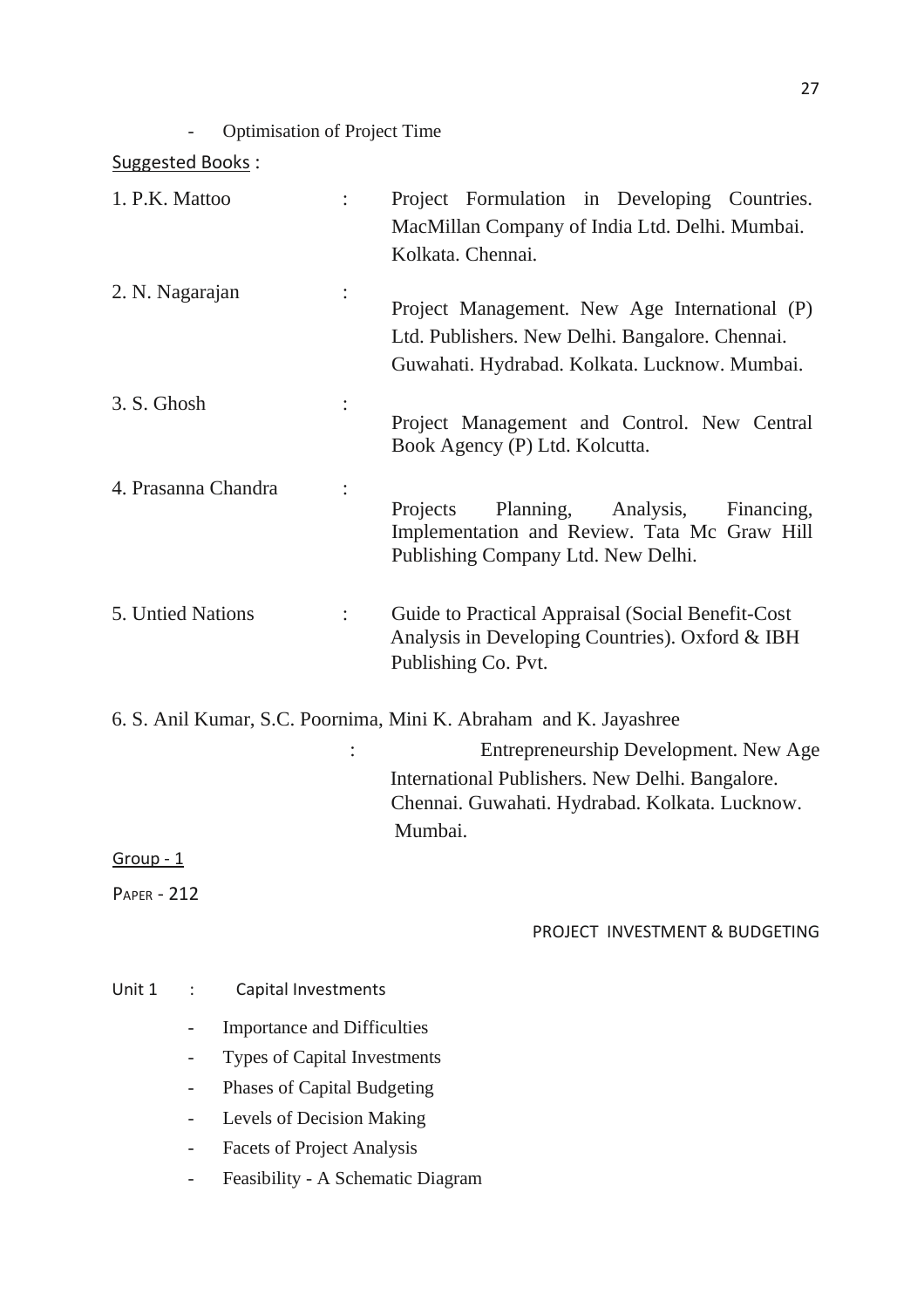- Optimisation of Project Time

Suggested Books :

1. P.K. Mattoo : Project Formulation in Developing Countries. MacMillan Company of India Ltd. Delhi. Mumbai. Kolkata. Chennai.

2. N. Nagarajan : Project Management. New Age International (P) Ltd. Publishers. New Delhi. Bangalore. Chennai. Guwahati. Hydrabad. Kolkata. Lucknow. Mumbai.

3. S. Ghosh : Project Management and Control. New Central Book Agency (P) Ltd. Kolcutta.

4. Prasanna Chandra : Projects Planning, Analysis, Financing, Implementation and Review. Tata Mc Graw Hill Publishing Company Ltd. New Delhi.

5. Untied Nations : Guide to Practical Appraisal (Social Benefit-Cost Analysis in Developing Countries). Oxford & IBH Publishing Co. Pvt.

6. S. Anil Kumar, S.C. Poornima, Mini K. Abraham and K. Jayashree : Entrepreneurship Development. New Age International Publishers. New Delhi. Bangalore. Chennai. Guwahati. Hydrabad. Kolkata. Lucknow. Mumbai.

Group - 1

Paper - 212

## PROJECT INVESTMENT & BUDGETING

Unit 1 : Capital Investments

- Importance and Difficulties
- Types of Capital Investments
- Phases of Capital Budgeting
- Levels of Decision Making
- Facets of Project Analysis
- Feasibility - A Schematic Diagram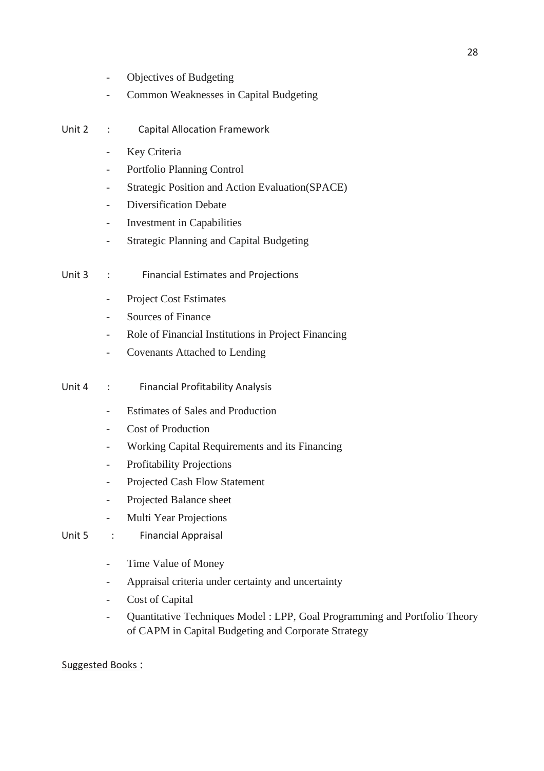- Objectives of Budgeting
- Common Weaknesses in Capital Budgeting

Unit 2 : Capital Allocation Framework

- Key Criteria
- Portfolio Planning Control
- Strategic Position and Action Evaluation(SPACE)
- Diversification Debate
- Investment in Capabilities
- Strategic Planning and Capital Budgeting

Unit 3 : Financial Estimates and Projections

- Project Cost Estimates
- Sources of Finance
- Role of Financial Institutions in Project Financing
- Covenants Attached to Lending

Unit 4 : Financial Profitability Analysis

- Estimates of Sales and Production
- Cost of Production
- Working Capital Requirements and its Financing
- Profitability Projections
- Projected Cash Flow Statement
- Projected Balance sheet
- Multi Year Projections

Unit 5 : Financial Appraisal

- Time Value of Money
- Appraisal criteria under certainty and uncertainty
- Cost of Capital
- Quantitative Techniques Model : LPP, Goal Programming and Portfolio Theory of CAPM in Capital Budgeting and Corporate Strategy

Suggested Books :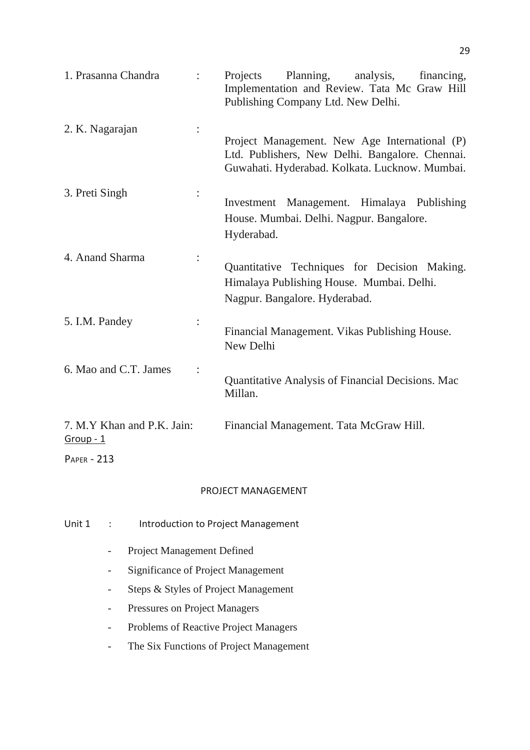1. Prasanna Chandra : Projects Planning, analysis, financing, Implementation and Review. Tata Mc Graw Hill Publishing Company Ltd. New Delhi.

2. K. Nagarajan : Project Management. New Age International (P) Ltd. Publishers, New Delhi. Bangalore. Chennai. Guwahati. Hyderabad. Kolkata. Lucknow. Mumbai.

3. Preti Singh : Investment Management. Himalaya Publishing House. Mumbai. Delhi. Nagpur. Bangalore. Hyderabad.

4. Anand Sharma : Quantitative Techniques for Decision Making. Himalaya Publishing House. Mumbai. Delhi. Nagpur. Bangalore. Hyderabad.

5. I.M. Pandey : Financial Management. Vikas Publishing House. New Delhi

6. Mao and C.T. James : Quantitative Analysis of Financial Decisions. Mac Millan.

7. M.Y Khan and P.K. Jain: Financial Management. Tata McGraw Hill.

Group - 1

PAPER - 213

## PROJECT MANAGEMENT

Unit 1 : Introduction to Project Management

- Project Management Defined
- Significance of Project Management
- Steps & Styles of Project Management
- Pressures on Project Managers
- Problems of Reactive Project Managers
- The Six Functions of Project Management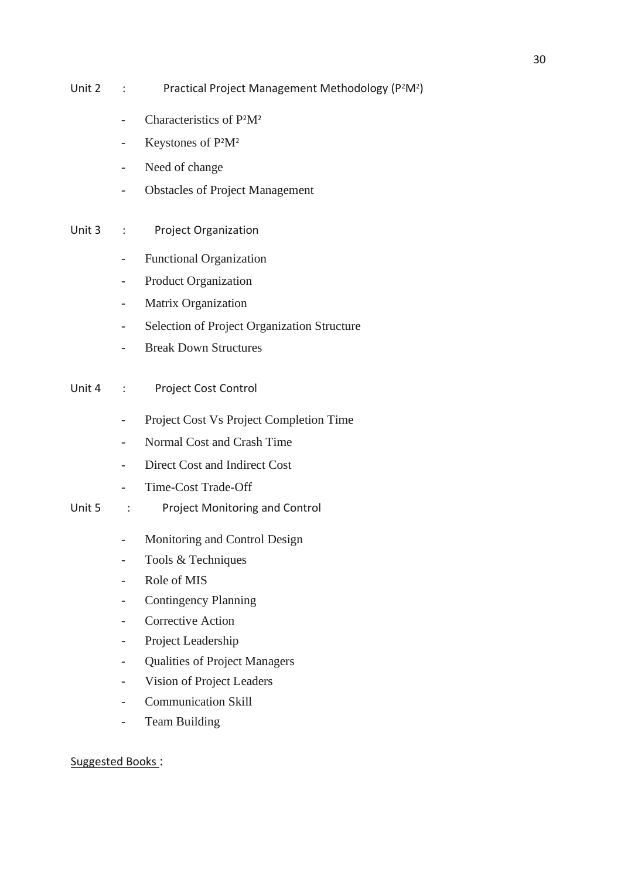Unit 2 : Practical Project Management Methodology ($P^2M^2$)

- Characteristics of $P^2M^2$
- Keystones of $P^2M^2$
- Need of change
- Obstacles of Project Management

Unit 3 : Project Organization

- Functional Organization
- Product Organization
- Matrix Organization
- Selection of Project Organization Structure
- Break Down Structures

Unit 4 : Project Cost Control

- Project Cost Vs Project Completion Time
- Normal Cost and Crash Time
- Direct Cost and Indirect Cost
- Time-Cost Trade-Off

Unit 5 : Project Monitoring and Control

- Monitoring and Control Design
- Tools & Techniques
- Role of MIS
- Contingency Planning
- Corrective Action
- Project Leadership
- Qualities of Project Managers
- Vision of Project Leaders
- Communication Skill
- Team Building

Suggested Books :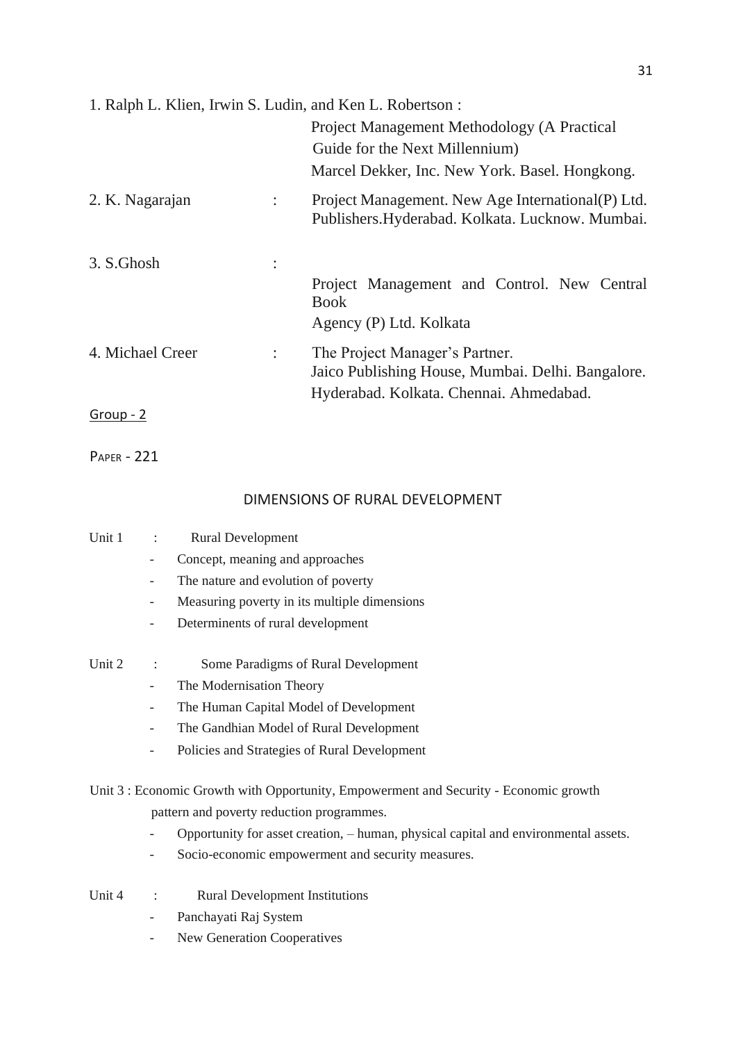1. Ralph L. Klien, Irwin S. Ludin, and Ken L. Robertson :
   Project Management Methodology (A Practical Guide for the Next Millennium)
   Marcel Dekker, Inc. New York. Basel. Hongkong.

2. K. Nagarajan : Project Management. New Age International(P) Ltd. Publishers.Hyderabad. Kolkata. Lucknow. Mumbai.

3. S.Ghosh : Project Management and Control. New Central Book Agency (P) Ltd. Kolkata

4. Michael Creer : The Project Manager's Partner. Jaico Publishing House, Mumbai. Delhi. Bangalore. Hyderabad. Kolkata. Chennai. Ahmedabad.

Group - 2

PAPER - 221

## DIMENSIONS OF RURAL DEVELOPMENT

Unit 1 : Rural Development

- Concept, meaning and approaches
- The nature and evolution of poverty
- Measuring poverty in its multiple dimensions
- Determinents of rural development

Unit 2 : Some Paradigms of Rural Development

- The Modernisation Theory
- The Human Capital Model of Development
- The Gandhian Model of Rural Development
- Policies and Strategies of Rural Development

Unit 3 : Economic Growth with Opportunity, Empowerment and Security - Economic growth pattern and poverty reduction programmes.

- Opportunity for asset creation, – human, physical capital and environmental assets.
- Socio-economic empowerment and security measures.

Unit 4 : Rural Development Institutions

- Panchayati Raj System
- New Generation Cooperatives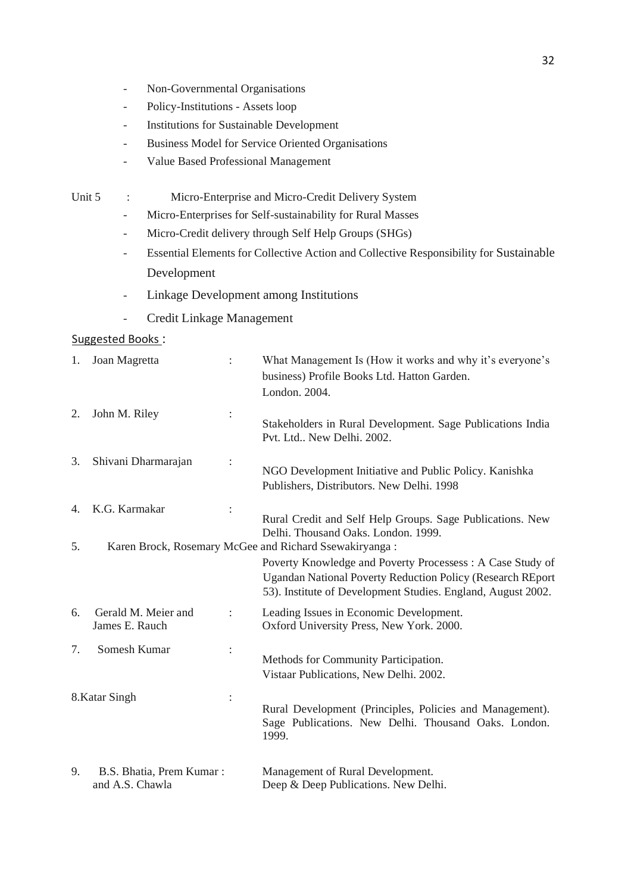- Non-Governmental Organisations
- Policy-Institutions - Assets loop
- Institutions for Sustainable Development
- Business Model for Service Oriented Organisations
- Value Based Professional Management

Unit 5 : Micro-Enterprise and Micro-Credit Delivery System

- Micro-Enterprises for Self-sustainability for Rural Masses
- Micro-Credit delivery through Self Help Groups (SHGs)
- Essential Elements for Collective Action and Collective Responsibility for Sustainable Development
- Linkage Development among Institutions
- Credit Linkage Management

Suggested Books :

1. Joan Magretta : What Management Is (How it works and why it's everyone's business) Profile Books Ltd. Hatton Garden. London. 2004.
2. John M. Riley : Stakeholders in Rural Development. Sage Publications India Pvt. Ltd.. New Delhi. 2002.
3. Shivani Dharmarajan : NGO Development Initiative and Public Policy. Kanishka Publishers, Distributors. New Delhi. 1998
4. K.G. Karmakar : Rural Credit and Self Help Groups. Sage Publications. New Delhi. Thousand Oaks. London. 1999.
5. Karen Brock, Rosemary McGee and Richard Ssewakiryanga : Poverty Knowledge and Poverty Processess : A Case Study of Ugandan National Poverty Reduction Policy (Research REport 53). Institute of Development Studies. England, August 2002.
6. Gerald M. Meier and James E. Rauch : Leading Issues in Economic Development. Oxford University Press, New York. 2000.
7. Somesh Kumar : Methods for Community Participation. Vistaar Publications, New Delhi. 2002.
8. Katar Singh : Rural Development (Principles, Policies and Management). Sage Publications. New Delhi. Thousand Oaks. London. 1999.
9. B.S. Bhatia, Prem Kumar and A.S. Chawla : Management of Rural Development. Deep & Deep Publications. New Delhi.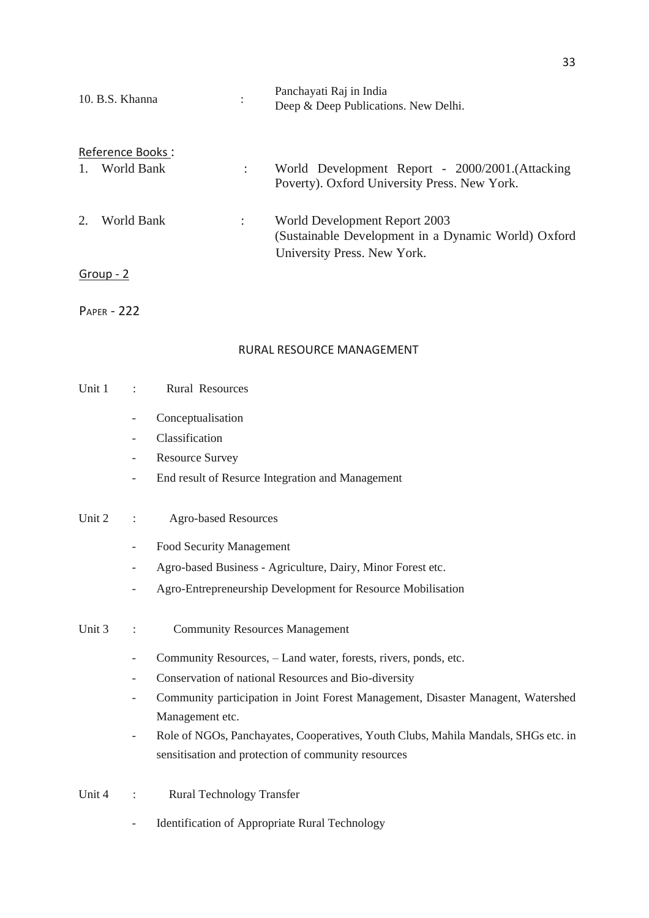10. B.S. Khanna : Panchayati Raj in India
Deep & Deep Publications. New Delhi.

Reference Books :

1. World Bank : World Development Report - 2000/2001.(Attacking Poverty). Oxford University Press. New York.
2. World Bank : World Development Report 2003 (Sustainable Development in a Dynamic World) Oxford University Press. New York.

Group - 2

PAPER - 222

## RURAL RESOURCE MANAGEMENT

Unit 1 : Rural Resources

- Conceptualisation
- Classification
- Resource Survey
- End result of Resurce Integration and Management

Unit 2 : Agro-based Resources

- Food Security Management
- Agro-based Business - Agriculture, Dairy, Minor Forest etc.
- Agro-Entrepreneurship Development for Resource Mobilisation

Unit 3 : Community Resources Management

- Community Resources, – Land water, forests, rivers, ponds, etc.
- Conservation of national Resources and Bio-diversity
- Community participation in Joint Forest Management, Disaster Managent, Watershed Management etc.
- Role of NGOs, Panchayates, Cooperatives, Youth Clubs, Mahila Mandals, SHGs etc. in sensitisation and protection of community resources

Unit 4 : Rural Technology Transfer

- Identification of Appropriate Rural Technology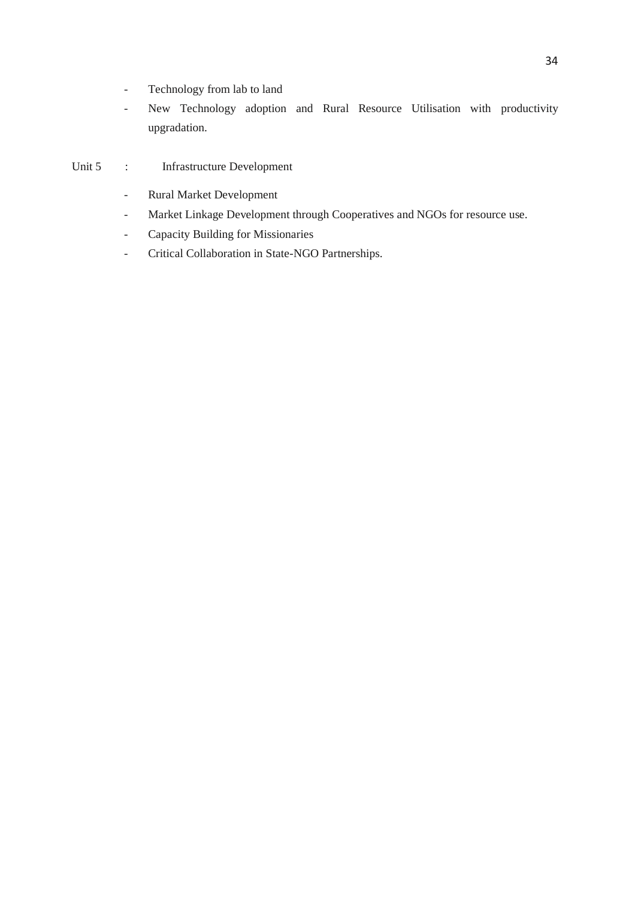- Technology from lab to land
- New Technology adoption and Rural Resource Utilisation with productivity upgradation.

Unit 5 : Infrastructure Development

- Rural Market Development
- Market Linkage Development through Cooperatives and NGOs for resource use.
- Capacity Building for Missionaries
- Critical Collaboration in State-NGO Partnerships.